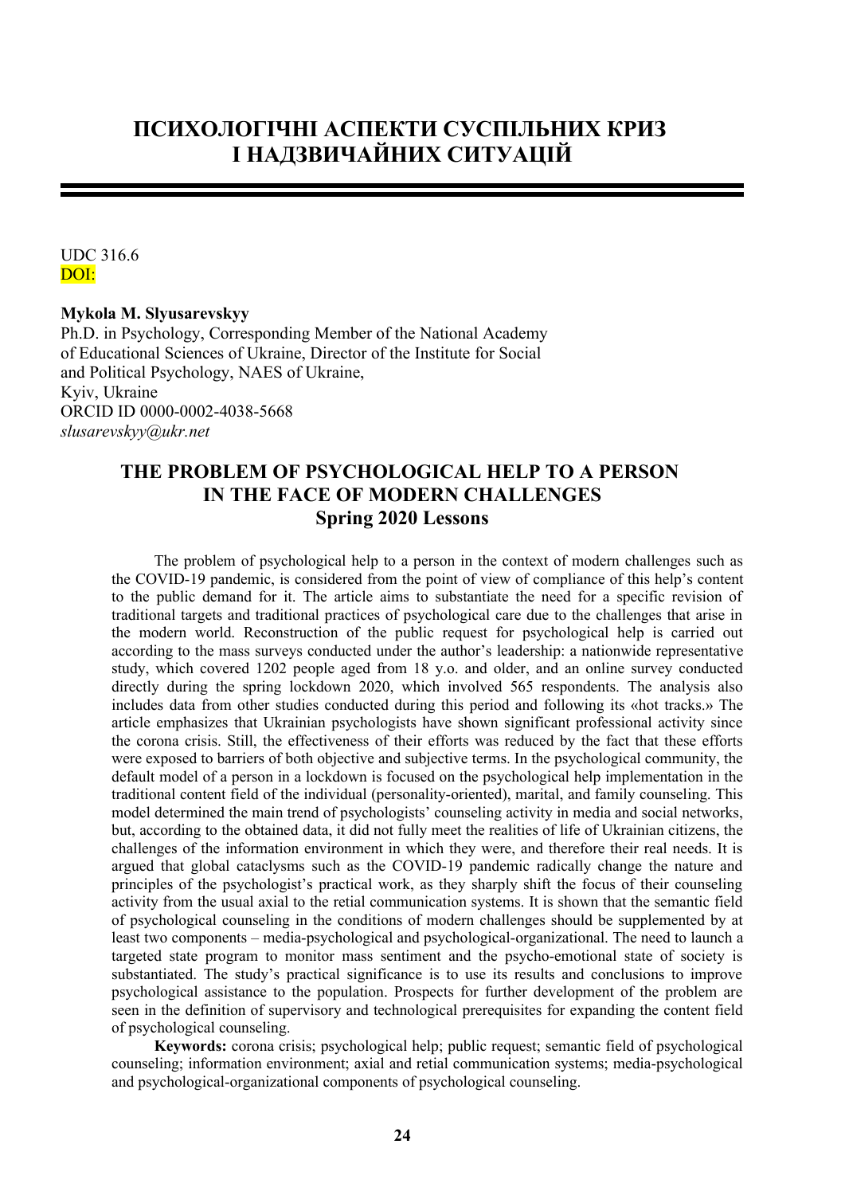# ПСИХОЛОГІЧНІ АСПЕКТИ СУСПІЛЬНИХ КРИЗ І НАДЗВИЧАЙНИХ СИТУАЦІЙ

UDC 316.6
DOI:

**Mykola M. Slyusarevskyy**
Ph.D. in Psychology, Corresponding Member of the National Academy of Educational Sciences of Ukraine, Director of the Institute for Social and Political Psychology, NAES of Ukraine,
Kyiv, Ukraine
ORCID ID 0000-0002-4038-5668
*slusarevskyy@ukr.net*

## THE PROBLEM OF PSYCHOLOGICAL HELP TO A PERSON IN THE FACE OF MODERN CHALLENGES
### Spring 2020 Lessons

The problem of psychological help to a person in the context of modern challenges such as the COVID-19 pandemic, is considered from the point of view of compliance of this help's content to the public demand for it. The article aims to substantiate the need for a specific revision of traditional targets and traditional practices of psychological care due to the challenges that arise in the modern world. Reconstruction of the public request for psychological help is carried out according to the mass surveys conducted under the author's leadership: a nationwide representative study, which covered 1202 people aged from 18 y.o. and older, and an online survey conducted directly during the spring lockdown 2020, which involved 565 respondents. The analysis also includes data from other studies conducted during this period and following its «hot tracks.» The article emphasizes that Ukrainian psychologists have shown significant professional activity since the corona crisis. Still, the effectiveness of their efforts was reduced by the fact that these efforts were exposed to barriers of both objective and subjective terms. In the psychological community, the default model of a person in a lockdown is focused on the psychological help implementation in the traditional content field of the individual (personality-oriented), marital, and family counseling. This model determined the main trend of psychologists' counseling activity in media and social networks, but, according to the obtained data, it did not fully meet the realities of life of Ukrainian citizens, the challenges of the information environment in which they were, and therefore their real needs. It is argued that global cataclysms such as the COVID-19 pandemic radically change the nature and principles of the psychologist's practical work, as they sharply shift the focus of their counseling activity from the usual axial to the retial communication systems. It is shown that the semantic field of psychological counseling in the conditions of modern challenges should be supplemented by at least two components – media-psychological and psychological-organizational. The need to launch a targeted state program to monitor mass sentiment and the psycho-emotional state of society is substantiated. The study's practical significance is to use its results and conclusions to improve psychological assistance to the population. Prospects for further development of the problem are seen in the definition of supervisory and technological prerequisites for expanding the content field of psychological counseling.

**Keywords:** corona crisis; psychological help; public request; semantic field of psychological counseling; information environment; axial and retial communication systems; media-psychological and psychological-organizational components of psychological counseling.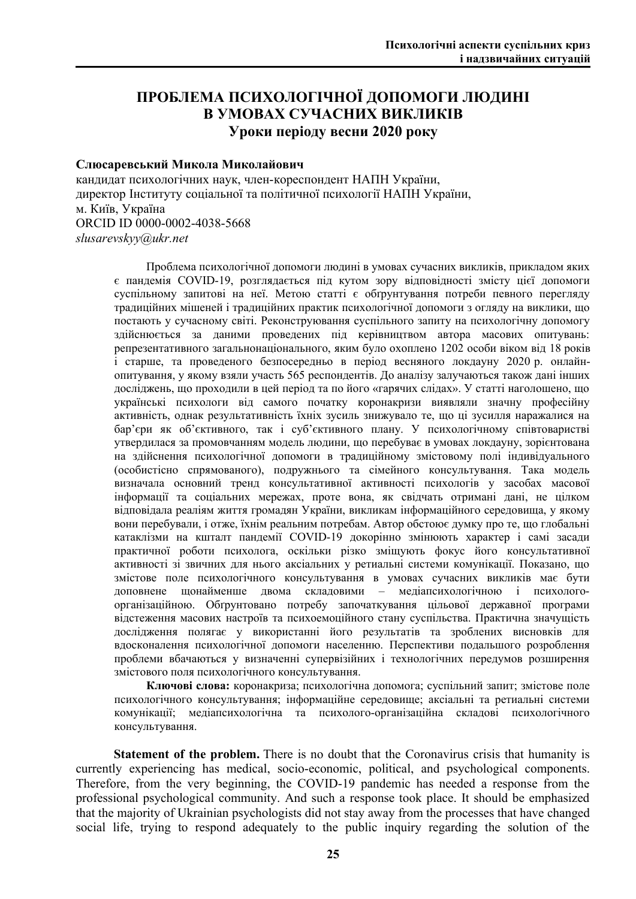# ПРОБЛЕМА ПСИХОЛОГІЧНОЇ ДОПОМОГИ ЛЮДИНІ В УМОВАХ СУЧАСНИХ ВИКЛИКІВ
## Уроки періоду весни 2020 року

**Слюсаревський Микола Миколайович**
кандидат психологічних наук, член-кореспондент НАПН України,
директор Інституту соціальної та політичної психології НАПН України,
м. Київ, Україна
ORCID ID 0000-0002-4038-5668
*slusarevskyy@ukr.net*

Проблема психологічної допомоги людині в умовах сучасних викликів, прикладом яких є пандемія COVID-19, розглядається під кутом зору відповідності змісту цієї допомоги суспільному запитові на неї. Метою статті є обґрунтування потреби певного перегляду традиційних мішеней і традиційних практик психологічної допомоги з огляду на виклики, що постають у сучасному світі. Реконструювання суспільного запиту на психологічну допомогу здійснюється за даними проведених під керівництвом автора масових опитувань: репрезентативного загальнонаціонального, яким було охоплено 1202 особи віком від 18 років і старше, та проведеного безпосередньо в період весняного локдауну 2020 р. онлайн-опитування, у якому взяли участь 565 респондентів. До аналізу залучаються також дані інших досліджень, що проходили в цей період та по його «гарячих слідах». У статті наголошено, що українські психологи від самого початку коронакризи виявляли значну професійну активність, однак результативність їхніх зусиль знижувало те, що ці зусилля наражалися на бар'єри як об'єктивного, так і суб'єктивного плану. У психологічному співтоваристві утвердилася за промовчанням модель людини, що перебуває в умовах локдауну, зорієнтована на здійснення психологічної допомоги в традиційному змістовому полі індивідуального (особистісно спрямованого), подружнього та сімейного консультування. Така модель визначала основний тренд консультативної активності психологів у засобах масової інформації та соціальних мережах, проте вона, як свідчать отримані дані, не цілком відповідала реаліям життя громадян України, викликам інформаційного середовища, у якому вони перебували, і отже, їхнім реальним потребам. Автор обстоює думку про те, що глобальні катаклізми на кшталт пандемії COVID-19 докорінно змінюють характер і самі засади практичної роботи психолога, оскільки різко зміщують фокус його консультативної активності зі звичних для нього аксіальних у ретіальні системи комунікації. Показано, що змістове поле психологічного консультування в умовах сучасних викликів має бути доповнене щонайменше двома складовими – медіапсихологічною і психолого-організаційною. Обґрунтовано потребу започаткування цільової державної програми відстеження масових настроїв та психоемоційного стану суспільства. Практична значущість дослідження полягає у використанні його результатів та зроблених висновків для вдосконалення психологічної допомоги населенню. Перспективи подальшого розроблення проблеми вбачаються у визначенні супервізійних і технологічних передумов розширення змістового поля психологічного консультування.

**Ключові слова:** коронакриза; психологічна допомога; суспільний запит; змістове поле психологічного консультування; інформаційне середовище; аксіальні та ретіальні системи комунікації; медіапсихологічна та психолого-організаційна складові психологічного консультування.

**Statement of the problem.** There is no doubt that the Coronavirus crisis that humanity is currently experiencing has medical, socio-economic, political, and psychological components. Therefore, from the very beginning, the COVID-19 pandemic has needed a response from the professional psychological community. And such a response took place. It should be emphasized that the majority of Ukrainian psychologists did not stay away from the processes that have changed social life, trying to respond adequately to the public inquiry regarding the solution of the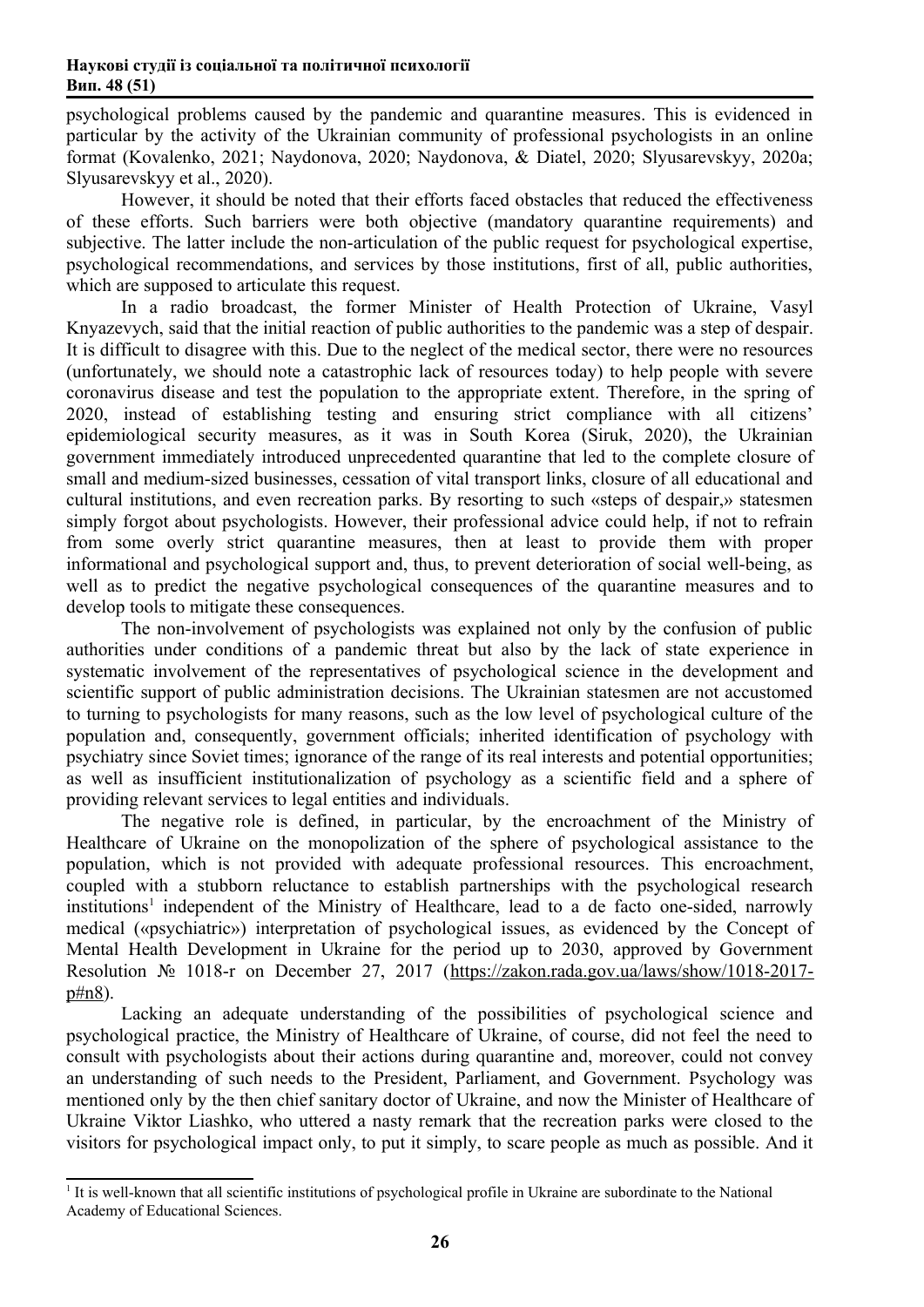psychological problems caused by the pandemic and quarantine measures. This is evidenced in particular by the activity of the Ukrainian community of professional psychologists in an online format (Kovalenko, 2021; Naydonova, 2020; Naydonova, & Diatel, 2020; Slyusarevskyy, 2020a; Slyusarevskyy et al., 2020).

However, it should be noted that their efforts faced obstacles that reduced the effectiveness of these efforts. Such barriers were both objective (mandatory quarantine requirements) and subjective. The latter include the non-articulation of the public request for psychological expertise, psychological recommendations, and services by those institutions, first of all, public authorities, which are supposed to articulate this request.

In a radio broadcast, the former Minister of Health Protection of Ukraine, Vasyl Knyazevych, said that the initial reaction of public authorities to the pandemic was a step of despair. It is difficult to disagree with this. Due to the neglect of the medical sector, there were no resources (unfortunately, we should note a catastrophic lack of resources today) to help people with severe coronavirus disease and test the population to the appropriate extent. Therefore, in the spring of 2020, instead of establishing testing and ensuring strict compliance with all citizens' epidemiological security measures, as it was in South Korea (Siruk, 2020), the Ukrainian government immediately introduced unprecedented quarantine that led to the complete closure of small and medium-sized businesses, cessation of vital transport links, closure of all educational and cultural institutions, and even recreation parks. By resorting to such «steps of despair,» statesmen simply forgot about psychologists. However, their professional advice could help, if not to refrain from some overly strict quarantine measures, then at least to provide them with proper informational and psychological support and, thus, to prevent deterioration of social well-being, as well as to predict the negative psychological consequences of the quarantine measures and to develop tools to mitigate these consequences.

The non-involvement of psychologists was explained not only by the confusion of public authorities under conditions of a pandemic threat but also by the lack of state experience in systematic involvement of the representatives of psychological science in the development and scientific support of public administration decisions. The Ukrainian statesmen are not accustomed to turning to psychologists for many reasons, such as the low level of psychological culture of the population and, consequently, government officials; inherited identification of psychology with psychiatry since Soviet times; ignorance of the range of its real interests and potential opportunities; as well as insufficient institutionalization of psychology as a scientific field and a sphere of providing relevant services to legal entities and individuals.

The negative role is defined, in particular, by the encroachment of the Ministry of Healthcare of Ukraine on the monopolization of the sphere of psychological assistance to the population, which is not provided with adequate professional resources. This encroachment, coupled with a stubborn reluctance to establish partnerships with the psychological research institutions[1] independent of the Ministry of Healthcare, lead to a de facto one-sided, narrowly medical («psychiatric») interpretation of psychological issues, as evidenced by the Concept of Mental Health Development in Ukraine for the period up to 2030, approved by Government Resolution № 1018-r on December 27, 2017 (https://zakon.rada.gov.ua/laws/show/1018-2017-p#n8).

Lacking an adequate understanding of the possibilities of psychological science and psychological practice, the Ministry of Healthcare of Ukraine, of course, did not feel the need to consult with psychologists about their actions during quarantine and, moreover, could not convey an understanding of such needs to the President, Parliament, and Government. Psychology was mentioned only by the then chief sanitary doctor of Ukraine, and now the Minister of Healthcare of Ukraine Viktor Liashko, who uttered a nasty remark that the recreation parks were closed to the visitors for psychological impact only, to put it simply, to scare people as much as possible. And it

---

[1] It is well-known that all scientific institutions of psychological profile in Ukraine are subordinate to the National Academy of Educational Sciences.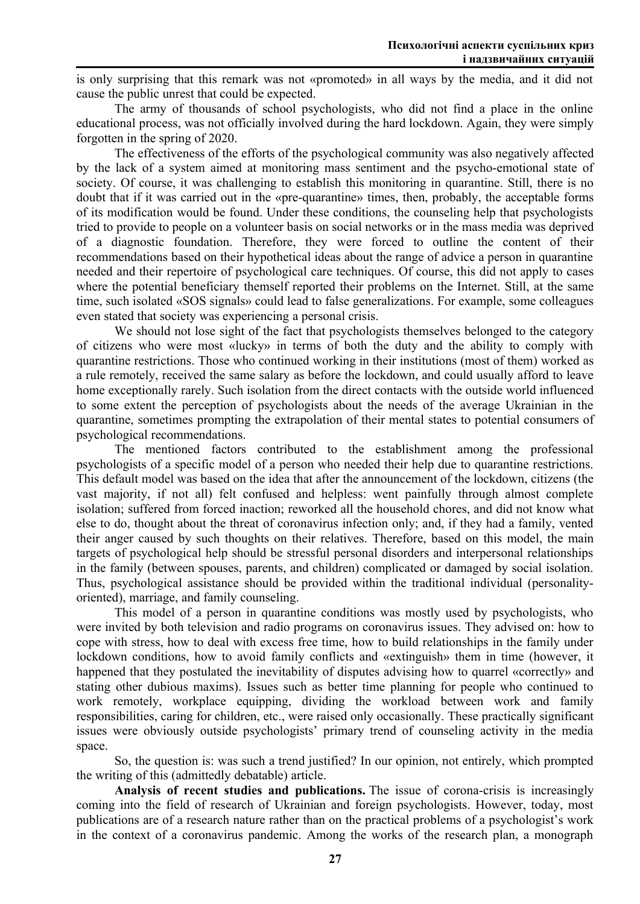is only surprising that this remark was not «promoted» in all ways by the media, and it did not cause the public unrest that could be expected.

The army of thousands of school psychologists, who did not find a place in the online educational process, was not officially involved during the hard lockdown. Again, they were simply forgotten in the spring of 2020.

The effectiveness of the efforts of the psychological community was also negatively affected by the lack of a system aimed at monitoring mass sentiment and the psycho-emotional state of society. Of course, it was challenging to establish this monitoring in quarantine. Still, there is no doubt that if it was carried out in the «pre-quarantine» times, then, probably, the acceptable forms of its modification would be found. Under these conditions, the counseling help that psychologists tried to provide to people on a volunteer basis on social networks or in the mass media was deprived of a diagnostic foundation. Therefore, they were forced to outline the content of their recommendations based on their hypothetical ideas about the range of advice a person in quarantine needed and their repertoire of psychological care techniques. Of course, this did not apply to cases where the potential beneficiary themself reported their problems on the Internet. Still, at the same time, such isolated «SOS signals» could lead to false generalizations. For example, some colleagues even stated that society was experiencing a personal crisis.

We should not lose sight of the fact that psychologists themselves belonged to the category of citizens who were most «lucky» in terms of both the duty and the ability to comply with quarantine restrictions. Those who continued working in their institutions (most of them) worked as a rule remotely, received the same salary as before the lockdown, and could usually afford to leave home exceptionally rarely. Such isolation from the direct contacts with the outside world influenced to some extent the perception of psychologists about the needs of the average Ukrainian in the quarantine, sometimes prompting the extrapolation of their mental states to potential consumers of psychological recommendations.

The mentioned factors contributed to the establishment among the professional psychologists of a specific model of a person who needed their help due to quarantine restrictions. This default model was based on the idea that after the announcement of the lockdown, citizens (the vast majority, if not all) felt confused and helpless: went painfully through almost complete isolation; suffered from forced inaction; reworked all the household chores, and did not know what else to do, thought about the threat of coronavirus infection only; and, if they had a family, vented their anger caused by such thoughts on their relatives. Therefore, based on this model, the main targets of psychological help should be stressful personal disorders and interpersonal relationships in the family (between spouses, parents, and children) complicated or damaged by social isolation. Thus, psychological assistance should be provided within the traditional individual (personality-oriented), marriage, and family counseling.

This model of a person in quarantine conditions was mostly used by psychologists, who were invited by both television and radio programs on coronavirus issues. They advised on: how to cope with stress, how to deal with excess free time, how to build relationships in the family under lockdown conditions, how to avoid family conflicts and «extinguish» them in time (however, it happened that they postulated the inevitability of disputes advising how to quarrel «correctly» and stating other dubious maxims). Issues such as better time planning for people who continued to work remotely, workplace equipping, dividing the workload between work and family responsibilities, caring for children, etc., were raised only occasionally. These practically significant issues were obviously outside psychologists' primary trend of counseling activity in the media space.

So, the question is: was such a trend justified? In our opinion, not entirely, which prompted the writing of this (admittedly debatable) article.

**Analysis of recent studies and publications.** The issue of corona-crisis is increasingly coming into the field of research of Ukrainian and foreign psychologists. However, today, most publications are of a research nature rather than on the practical problems of a psychologist's work in the context of a coronavirus pandemic. Among the works of the research plan, a monograph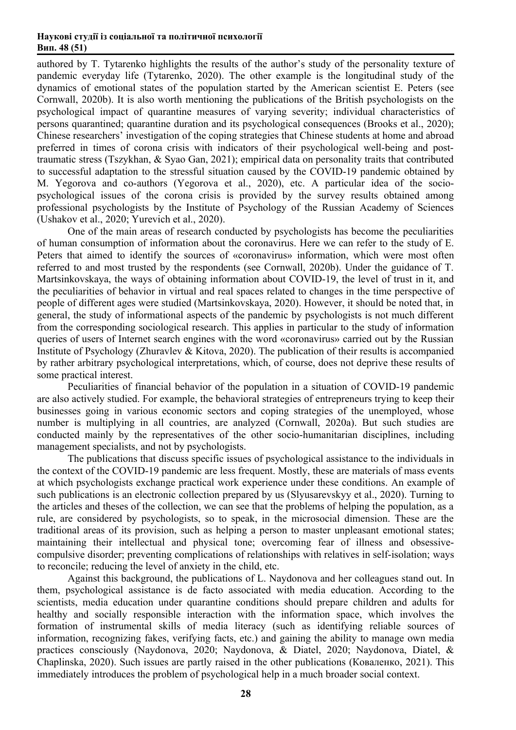authored by T. Tytarenko highlights the results of the author's study of the personality texture of pandemic everyday life (Tytarenko, 2020). The other example is the longitudinal study of the dynamics of emotional states of the population started by the American scientist E. Peters (see Cornwall, 2020b). It is also worth mentioning the publications of the British psychologists on the psychological impact of quarantine measures of varying severity; individual characteristics of persons quarantined; quarantine duration and its psychological consequences (Brooks et al., 2020); Chinese researchers' investigation of the coping strategies that Chinese students at home and abroad preferred in times of corona crisis with indicators of their psychological well-being and post-traumatic stress (Tszykhan, & Syao Gan, 2021); empirical data on personality traits that contributed to successful adaptation to the stressful situation caused by the COVID-19 pandemic obtained by M. Yegorova and co-authors (Yegorova et al., 2020), etc. A particular idea of the socio-psychological issues of the corona crisis is provided by the survey results obtained among professional psychologists by the Institute of Psychology of the Russian Academy of Sciences (Ushakov et al., 2020; Yurevich et al., 2020).

One of the main areas of research conducted by psychologists has become the peculiarities of human consumption of information about the coronavirus. Here we can refer to the study of E. Peters that aimed to identify the sources of «coronavirus» information, which were most often referred to and most trusted by the respondents (see Cornwall, 2020b). Under the guidance of T. Martsinkovskaya, the ways of obtaining information about COVID-19, the level of trust in it, and the peculiarities of behavior in virtual and real spaces related to changes in the time perspective of people of different ages were studied (Martsinkovskaya, 2020). However, it should be noted that, in general, the study of informational aspects of the pandemic by psychologists is not much different from the corresponding sociological research. This applies in particular to the study of information queries of users of Internet search engines with the word «coronavirus» carried out by the Russian Institute of Psychology (Zhuravlev & Kitova, 2020). The publication of their results is accompanied by rather arbitrary psychological interpretations, which, of course, does not deprive these results of some practical interest.

Peculiarities of financial behavior of the population in a situation of COVID-19 pandemic are also actively studied. For example, the behavioral strategies of entrepreneurs trying to keep their businesses going in various economic sectors and coping strategies of the unemployed, whose number is multiplying in all countries, are analyzed (Cornwall, 2020a). But such studies are conducted mainly by the representatives of the other socio-humanitarian disciplines, including management specialists, and not by psychologists.

The publications that discuss specific issues of psychological assistance to the individuals in the context of the COVID-19 pandemic are less frequent. Mostly, these are materials of mass events at which psychologists exchange practical work experience under these conditions. An example of such publications is an electronic collection prepared by us (Slyusarevskyy et al., 2020). Turning to the articles and theses of the collection, we can see that the problems of helping the population, as a rule, are considered by psychologists, so to speak, in the microsocial dimension. These are the traditional areas of its provision, such as helping a person to master unpleasant emotional states; maintaining their intellectual and physical tone; overcoming fear of illness and obsessive-compulsive disorder; preventing complications of relationships with relatives in self-isolation; ways to reconcile; reducing the level of anxiety in the child, etc.

Against this background, the publications of L. Naydonova and her colleagues stand out. In them, psychological assistance is de facto associated with media education. According to the scientists, media education under quarantine conditions should prepare children and adults for healthy and socially responsible interaction with the information space, which involves the formation of instrumental skills of media literacy (such as identifying reliable sources of information, recognizing fakes, verifying facts, etc.) and gaining the ability to manage own media practices consciously (Naydonova, 2020; Naydonova, & Diatel, 2020; Naydonova, Diatel, & Chaplinska, 2020). Such issues are partly raised in the other publications (Коваленко, 2021). This immediately introduces the problem of psychological help in a much broader social context.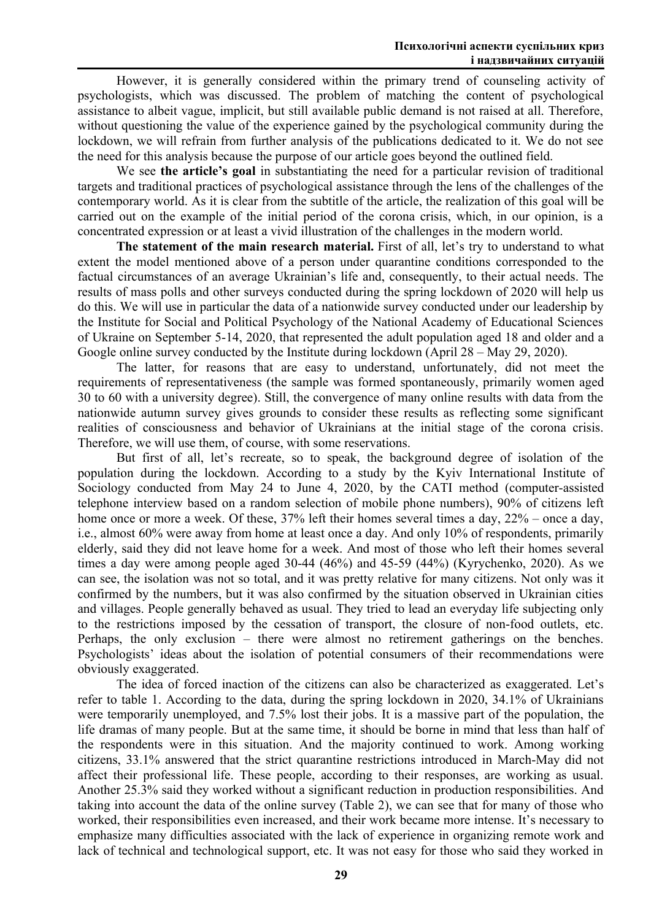However, it is generally considered within the primary trend of counseling activity of psychologists, which was discussed. The problem of matching the content of psychological assistance to albeit vague, implicit, but still available public demand is not raised at all. Therefore, without questioning the value of the experience gained by the psychological community during the lockdown, we will refrain from further analysis of the publications dedicated to it. We do not see the need for this analysis because the purpose of our article goes beyond the outlined field.

We see **the article's goal** in substantiating the need for a particular revision of traditional targets and traditional practices of psychological assistance through the lens of the challenges of the contemporary world. As it is clear from the subtitle of the article, the realization of this goal will be carried out on the example of the initial period of the corona crisis, which, in our opinion, is a concentrated expression or at least a vivid illustration of the challenges in the modern world.

**The statement of the main research material.** First of all, let's try to understand to what extent the model mentioned above of a person under quarantine conditions corresponded to the factual circumstances of an average Ukrainian's life and, consequently, to their actual needs. The results of mass polls and other surveys conducted during the spring lockdown of 2020 will help us do this. We will use in particular the data of a nationwide survey conducted under our leadership by the Institute for Social and Political Psychology of the National Academy of Educational Sciences of Ukraine on September 5-14, 2020, that represented the adult population aged 18 and older and a Google online survey conducted by the Institute during lockdown (April 28 – May 29, 2020).

The latter, for reasons that are easy to understand, unfortunately, did not meet the requirements of representativeness (the sample was formed spontaneously, primarily women aged 30 to 60 with a university degree). Still, the convergence of many online results with data from the nationwide autumn survey gives grounds to consider these results as reflecting some significant realities of consciousness and behavior of Ukrainians at the initial stage of the corona crisis. Therefore, we will use them, of course, with some reservations.

But first of all, let's recreate, so to speak, the background degree of isolation of the population during the lockdown. According to a study by the Kyiv International Institute of Sociology conducted from May 24 to June 4, 2020, by the CATI method (computer-assisted telephone interview based on a random selection of mobile phone numbers), 90% of citizens left home once or more a week. Of these, 37% left their homes several times a day, 22% – once a day, i.e., almost 60% were away from home at least once a day. And only 10% of respondents, primarily elderly, said they did not leave home for a week. And most of those who left their homes several times a day were among people aged 30-44 (46%) and 45-59 (44%) (Kyrychenko, 2020). As we can see, the isolation was not so total, and it was pretty relative for many citizens. Not only was it confirmed by the numbers, but it was also confirmed by the situation observed in Ukrainian cities and villages. People generally behaved as usual. They tried to lead an everyday life subjecting only to the restrictions imposed by the cessation of transport, the closure of non-food outlets, etc. Perhaps, the only exclusion – there were almost no retirement gatherings on the benches. Psychologists' ideas about the isolation of potential consumers of their recommendations were obviously exaggerated.

The idea of forced inaction of the citizens can also be characterized as exaggerated. Let's refer to table 1. According to the data, during the spring lockdown in 2020, 34.1% of Ukrainians were temporarily unemployed, and 7.5% lost their jobs. It is a massive part of the population, the life dramas of many people. But at the same time, it should be borne in mind that less than half of the respondents were in this situation. And the majority continued to work. Among working citizens, 33.1% answered that the strict quarantine restrictions introduced in March-May did not affect their professional life. These people, according to their responses, are working as usual. Another 25.3% said they worked without a significant reduction in production responsibilities. And taking into account the data of the online survey (Table 2), we can see that for many of those who worked, their responsibilities even increased, and their work became more intense. It's necessary to emphasize many difficulties associated with the lack of experience in organizing remote work and lack of technical and technological support, etc. It was not easy for those who said they worked in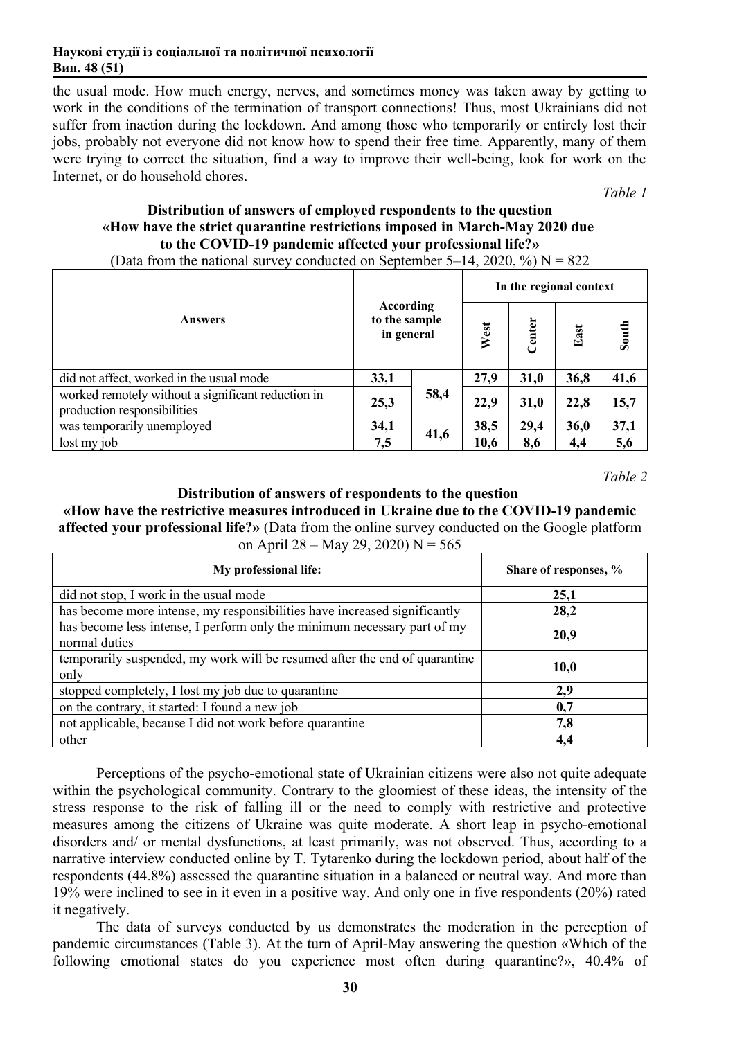the usual mode. How much energy, nerves, and sometimes money was taken away by getting to work in the conditions of the termination of transport connections! Thus, most Ukrainians did not suffer from inaction during the lockdown. And among those who temporarily or entirely lost their jobs, probably not everyone did not know how to spend their free time. Apparently, many of them were trying to correct the situation, find a way to improve their well-being, look for work on the Internet, or do household chores.

*Table 1*

**Distribution of answers of employed respondents to the question «How have the strict quarantine restrictions imposed in March-May 2020 due to the COVID-19 pandemic affected your professional life?»**

(Data from the national survey conducted on September 5–14, 2020, %) N = 822

| Answers | According to the sample in general | | In the regional context | | | |
|---|---|---|---|---|---|---|
| | | | West | Center | East | South |
| did not affect, worked in the usual mode | **33,1** | **58,4** | **27,9** | **31,0** | **36,8** | **41,6** |
| worked remotely without a significant reduction in production responsibilities | **25,3** | | **22,9** | **31,0** | **22,8** | **15,7** |
| was temporarily unemployed | **34,1** | **41,6** | **38,5** | **29,4** | **36,0** | **37,1** |
| lost my job | **7,5** | | **10,6** | **8,6** | **4,4** | **5,6** |

*Table 2*

**Distribution of answers of respondents to the question «How have the restrictive measures introduced in Ukraine due to the COVID-19 pandemic affected your professional life?»** (Data from the online survey conducted on the Google platform on April 28 – May 29, 2020) N = 565

| My professional life: | Share of responses, % |
|---|---|
| did not stop, I work in the usual mode | **25,1** |
| has become more intense, my responsibilities have increased significantly | **28,2** |
| has become less intense, I perform only the minimum necessary part of my normal duties | **20,9** |
| temporarily suspended, my work will be resumed after the end of quarantine only | **10,0** |
| stopped completely, I lost my job due to quarantine | **2,9** |
| on the contrary, it started: I found a new job | **0,7** |
| not applicable, because I did not work before quarantine | **7,8** |
| other | **4,4** |

Perceptions of the psycho-emotional state of Ukrainian citizens were also not quite adequate within the psychological community. Contrary to the gloomiest of these ideas, the intensity of the stress response to the risk of falling ill or the need to comply with restrictive and protective measures among the citizens of Ukraine was quite moderate. A short leap in psycho-emotional disorders and/ or mental dysfunctions, at least primarily, was not observed. Thus, according to a narrative interview conducted online by T. Tytarenko during the lockdown period, about half of the respondents (44.8%) assessed the quarantine situation in a balanced or neutral way. And more than 19% were inclined to see in it even in a positive way. And only one in five respondents (20%) rated it negatively.

The data of surveys conducted by us demonstrates the moderation in the perception of pandemic circumstances (Table 3). At the turn of April-May answering the question «Which of the following emotional states do you experience most often during quarantine?», 40.4% of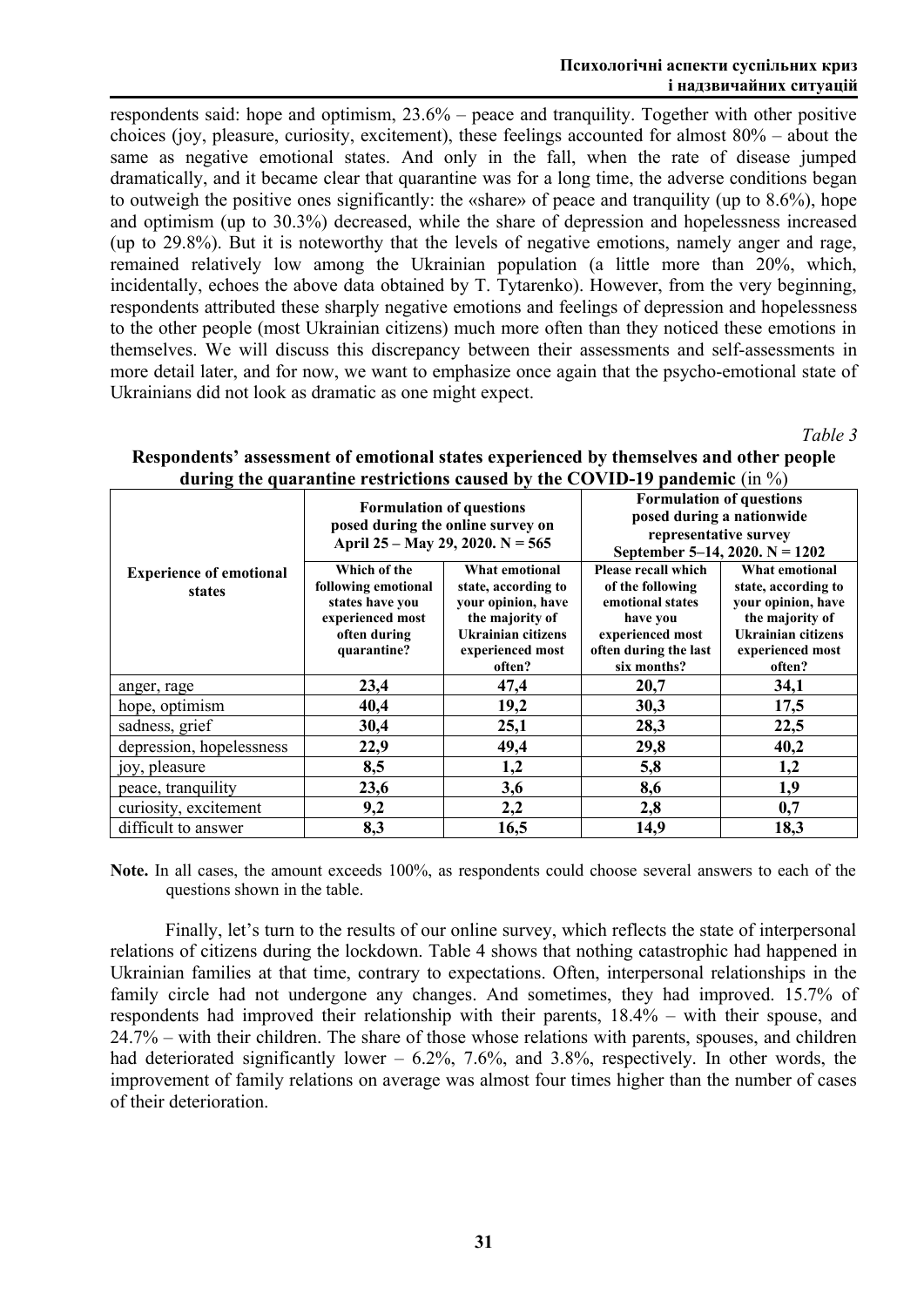respondents said: hope and optimism, 23.6% – peace and tranquility. Together with other positive choices (joy, pleasure, curiosity, excitement), these feelings accounted for almost 80% – about the same as negative emotional states. And only in the fall, when the rate of disease jumped dramatically, and it became clear that quarantine was for a long time, the adverse conditions began to outweigh the positive ones significantly: the «share» of peace and tranquility (up to 8.6%), hope and optimism (up to 30.3%) decreased, while the share of depression and hopelessness increased (up to 29.8%). But it is noteworthy that the levels of negative emotions, namely anger and rage, remained relatively low among the Ukrainian population (a little more than 20%, which, incidentally, echoes the above data obtained by T. Tytarenko). However, from the very beginning, respondents attributed these sharply negative emotions and feelings of depression and hopelessness to the other people (most Ukrainian citizens) much more often than they noticed these emotions in themselves. We will discuss this discrepancy between their assessments and self-assessments in more detail later, and for now, we want to emphasize once again that the psycho-emotional state of Ukrainians did not look as dramatic as one might expect.

*Table 3*

**Respondents' assessment of emotional states experienced by themselves and other people during the quarantine restrictions caused by the COVID-19 pandemic** (in %)

| Experience of emotional states | Formulation of questions posed during the online survey on April 25 – May 29, 2020. N = 565 | | Formulation of questions posed during a nationwide representative survey September 5–14, 2020. N = 1202 | |
|---|---|---|---|---|
| | Which of the following emotional states have you experienced most often during quarantine? | What emotional state, according to your opinion, have the majority of Ukrainian citizens experienced most often? | Please recall which of the following emotional states have you experienced most often during the last six months? | What emotional state, according to your opinion, have the majority of Ukrainian citizens experienced most often? |
| anger, rage | **23,4** | **47,4** | **20,7** | **34,1** |
| hope, optimism | **40,4** | **19,2** | **30,3** | **17,5** |
| sadness, grief | **30,4** | **25,1** | **28,3** | **22,5** |
| depression, hopelessness | **22,9** | **49,4** | **29,8** | **40,2** |
| joy, pleasure | **8,5** | **1,2** | **5,8** | **1,2** |
| peace, tranquility | **23,6** | **3,6** | **8,6** | **1,9** |
| curiosity, excitement | **9,2** | **2,2** | **2,8** | **0,7** |
| difficult to answer | **8,3** | **16,5** | **14,9** | **18,3** |

**Note.** In all cases, the amount exceeds 100%, as respondents could choose several answers to each of the questions shown in the table.

Finally, let's turn to the results of our online survey, which reflects the state of interpersonal relations of citizens during the lockdown. Table 4 shows that nothing catastrophic had happened in Ukrainian families at that time, contrary to expectations. Often, interpersonal relationships in the family circle had not undergone any changes. And sometimes, they had improved. 15.7% of respondents had improved their relationship with their parents, 18.4% – with their spouse, and 24.7% – with their children. The share of those whose relations with parents, spouses, and children had deteriorated significantly lower – 6.2%, 7.6%, and 3.8%, respectively. In other words, the improvement of family relations on average was almost four times higher than the number of cases of their deterioration.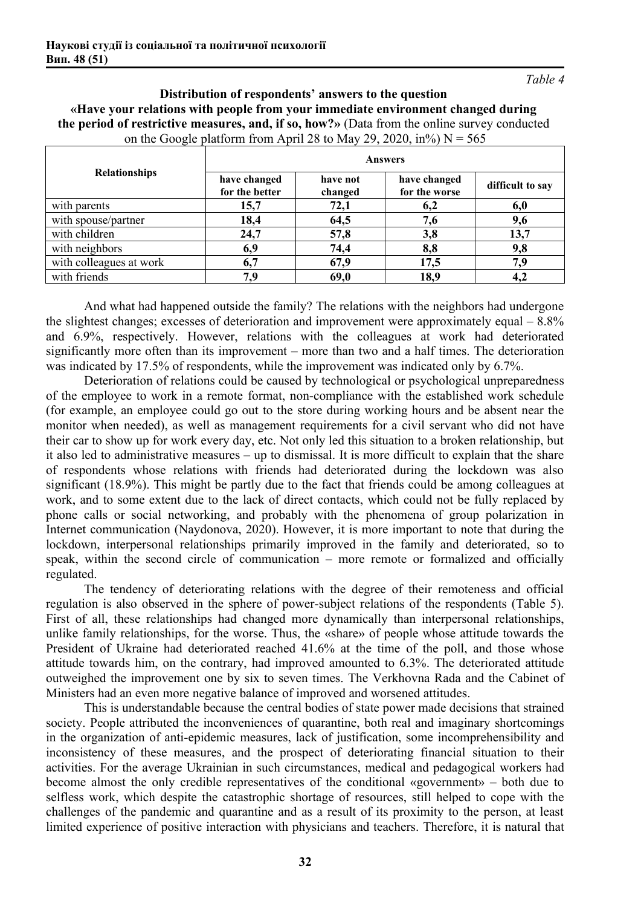*Table 4*

**Distribution of respondents' answers to the question «Have your relations with people from your immediate environment changed during the period of restrictive measures, and, if so, how?»** (Data from the online survey conducted on the Google platform from April 28 to May 29, 2020, in%) N = 565

| Relationships | Answers | | | |
|---|---|---|---|---|
| | have changed for the better | have not changed | have changed for the worse | difficult to say |
| with parents | **15,7** | **72,1** | **6,2** | **6,0** |
| with spouse/partner | **18,4** | **64,5** | **7,6** | **9,6** |
| with children | **24,7** | **57,8** | **3,8** | **13,7** |
| with neighbors | **6,9** | **74,4** | **8,8** | **9,8** |
| with colleagues at work | **6,7** | **67,9** | **17,5** | **7,9** |
| with friends | **7,9** | **69,0** | **18,9** | **4,2** |

And what had happened outside the family? The relations with the neighbors had undergone the slightest changes; excesses of deterioration and improvement were approximately equal – 8.8% and 6.9%, respectively. However, relations with the colleagues at work had deteriorated significantly more often than its improvement – more than two and a half times. The deterioration was indicated by 17.5% of respondents, while the improvement was indicated only by 6.7%.

Deterioration of relations could be caused by technological or psychological unpreparedness of the employee to work in a remote format, non-compliance with the established work schedule (for example, an employee could go out to the store during working hours and be absent near the monitor when needed), as well as management requirements for a civil servant who did not have their car to show up for work every day, etc. Not only led this situation to a broken relationship, but it also led to administrative measures – up to dismissal. It is more difficult to explain that the share of respondents whose relations with friends had deteriorated during the lockdown was also significant (18.9%). This might be partly due to the fact that friends could be among colleagues at work, and to some extent due to the lack of direct contacts, which could not be fully replaced by phone calls or social networking, and probably with the phenomena of group polarization in Internet communication (Naydonova, 2020). However, it is more important to note that during the lockdown, interpersonal relationships primarily improved in the family and deteriorated, so to speak, within the second circle of communication – more remote or formalized and officially regulated.

The tendency of deteriorating relations with the degree of their remoteness and official regulation is also observed in the sphere of power-subject relations of the respondents (Table 5). First of all, these relationships had changed more dynamically than interpersonal relationships, unlike family relationships, for the worse. Thus, the «share» of people whose attitude towards the President of Ukraine had deteriorated reached 41.6% at the time of the poll, and those whose attitude towards him, on the contrary, had improved amounted to 6.3%. The deteriorated attitude outweighed the improvement one by six to seven times. The Verkhovna Rada and the Cabinet of Ministers had an even more negative balance of improved and worsened attitudes.

This is understandable because the central bodies of state power made decisions that strained society. People attributed the inconveniences of quarantine, both real and imaginary shortcomings in the organization of anti-epidemic measures, lack of justification, some incomprehensibility and inconsistency of these measures, and the prospect of deteriorating financial situation to their activities. For the average Ukrainian in such circumstances, medical and pedagogical workers had become almost the only credible representatives of the conditional «government» – both due to selfless work, which despite the catastrophic shortage of resources, still helped to cope with the challenges of the pandemic and quarantine and as a result of its proximity to the person, at least limited experience of positive interaction with physicians and teachers. Therefore, it is natural that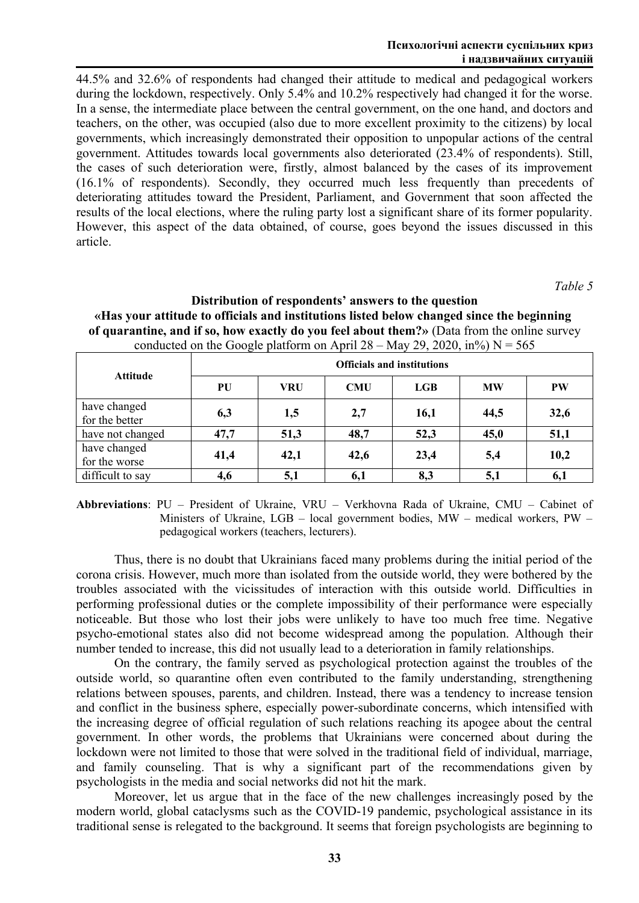44.5% and 32.6% of respondents had changed their attitude to medical and pedagogical workers during the lockdown, respectively. Only 5.4% and 10.2% respectively had changed it for the worse. In a sense, the intermediate place between the central government, on the one hand, and doctors and teachers, on the other, was occupied (also due to more excellent proximity to the citizens) by local governments, which increasingly demonstrated their opposition to unpopular actions of the central government. Attitudes towards local governments also deteriorated (23.4% of respondents). Still, the cases of such deterioration were, firstly, almost balanced by the cases of its improvement (16.1% of respondents). Secondly, they occurred much less frequently than precedents of deteriorating attitudes toward the President, Parliament, and Government that soon affected the results of the local elections, where the ruling party lost a significant share of its former popularity. However, this aspect of the data obtained, of course, goes beyond the issues discussed in this article.

*Table 5*

**Distribution of respondents' answers to the question «Has your attitude to officials and institutions listed below changed since the beginning of quarantine, and if so, how exactly do you feel about them?»** (Data from the online survey conducted on the Google platform on April 28 – May 29, 2020, in%) N = 565

| Attitude | Officials and institutions | | | | | |
|---|---|---|---|---|---|---|
| | **PU** | **VRU** | **CMU** | **LGB** | **MW** | **PW** |
| have changed for the better | **6,3** | **1,5** | **2,7** | **16,1** | **44,5** | **32,6** |
| have not changed | **47,7** | **51,3** | **48,7** | **52,3** | **45,0** | **51,1** |
| have changed for the worse | **41,4** | **42,1** | **42,6** | **23,4** | **5,4** | **10,2** |
| difficult to say | **4,6** | **5,1** | **6,1** | **8,3** | **5,1** | **6,1** |

**Abbreviations**: PU – President of Ukraine, VRU – Verkhovna Rada of Ukraine, CMU – Cabinet of Ministers of Ukraine, LGB – local government bodies, MW – medical workers, PW – pedagogical workers (teachers, lecturers).

Thus, there is no doubt that Ukrainians faced many problems during the initial period of the corona crisis. However, much more than isolated from the outside world, they were bothered by the troubles associated with the vicissitudes of interaction with this outside world. Difficulties in performing professional duties or the complete impossibility of their performance were especially noticeable. But those who lost their jobs were unlikely to have too much free time. Negative psycho-emotional states also did not become widespread among the population. Although their number tended to increase, this did not usually lead to a deterioration in family relationships.

On the contrary, the family served as psychological protection against the troubles of the outside world, so quarantine often even contributed to the family understanding, strengthening relations between spouses, parents, and children. Instead, there was a tendency to increase tension and conflict in the business sphere, especially power-subordinate concerns, which intensified with the increasing degree of official regulation of such relations reaching its apogee about the central government. In other words, the problems that Ukrainians were concerned about during the lockdown were not limited to those that were solved in the traditional field of individual, marriage, and family counseling. That is why a significant part of the recommendations given by psychologists in the media and social networks did not hit the mark.

Moreover, let us argue that in the face of the new challenges increasingly posed by the modern world, global cataclysms such as the COVID-19 pandemic, psychological assistance in its traditional sense is relegated to the background. It seems that foreign psychologists are beginning to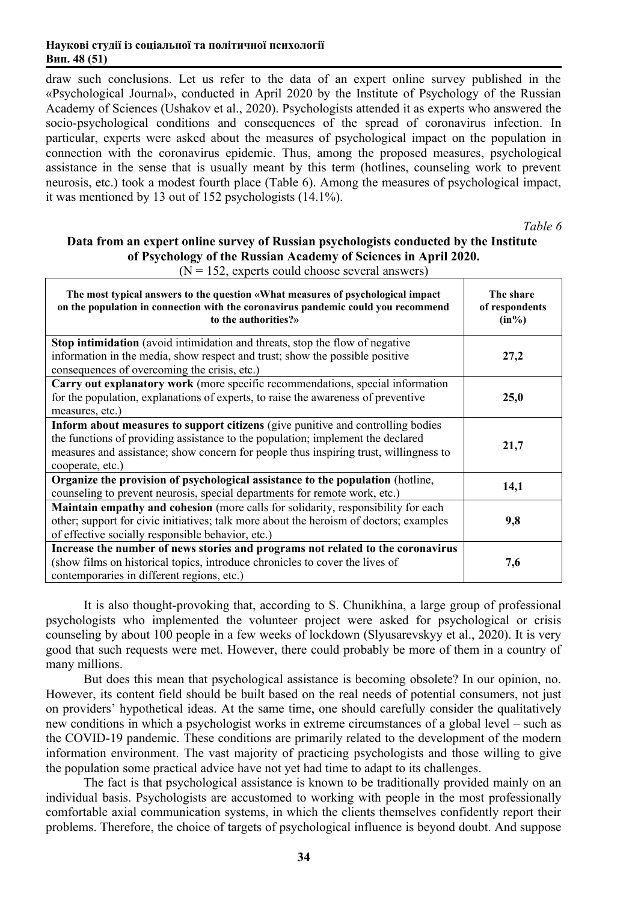draw such conclusions. Let us refer to the data of an expert online survey published in the «Psychological Journal», conducted in April 2020 by the Institute of Psychology of the Russian Academy of Sciences (Ushakov et al., 2020). Psychologists attended it as experts who answered the socio-psychological conditions and consequences of the spread of coronavirus infection. In particular, experts were asked about the measures of psychological impact on the population in connection with the coronavirus epidemic. Thus, among the proposed measures, psychological assistance in the sense that is usually meant by this term (hotlines, counseling work to prevent neurosis, etc.) took a modest fourth place (Table 6). Among the measures of psychological impact, it was mentioned by 13 out of 152 psychologists (14.1%).

*Table 6*

**Data from an expert online survey of Russian psychologists conducted by the Institute of Psychology of the Russian Academy of Sciences in April 2020.**

(N = 152, experts could choose several answers)

| The most typical answers to the question «What measures of psychological impact on the population in connection with the coronavirus pandemic could you recommend to the authorities?» | The share of respondents (in%) |
|---|---|
| **Stop intimidation** (avoid intimidation and threats, stop the flow of negative information in the media, show respect and trust; show the possible positive consequences of overcoming the crisis, etc.) | **27,2** |
| **Carry out explanatory work** (more specific recommendations, special information for the population, explanations of experts, to raise the awareness of preventive measures, etc.) | **25,0** |
| **Inform about measures to support citizens** (give punitive and controlling bodies the functions of providing assistance to the population; implement the declared measures and assistance; show concern for people thus inspiring trust, willingness to cooperate, etc.) | **21,7** |
| **Organize the provision of psychological assistance to the population** (hotline, counseling to prevent neurosis, special departments for remote work, etc.) | **14,1** |
| **Maintain empathy and cohesion** (more calls for solidarity, responsibility for each other; support for civic initiatives; talk more about the heroism of doctors; examples of effective socially responsible behavior, etc.) | **9,8** |
| **Increase the number of news stories and programs not related to the coronavirus** (show films on historical topics, introduce chronicles to cover the lives of contemporaries in different regions, etc.) | **7,6** |

It is also thought-provoking that, according to S. Chunikhina, a large group of professional psychologists who implemented the volunteer project were asked for psychological or crisis counseling by about 100 people in a few weeks of lockdown (Slyusarevskyy et al., 2020). It is very good that such requests were met. However, there could probably be more of them in a country of many millions.

But does this mean that psychological assistance is becoming obsolete? In our opinion, no. However, its content field should be built based on the real needs of potential consumers, not just on providers' hypothetical ideas. At the same time, one should carefully consider the qualitatively new conditions in which a psychologist works in extreme circumstances of a global level – such as the COVID-19 pandemic. These conditions are primarily related to the development of the modern information environment. The vast majority of practicing psychologists and those willing to give the population some practical advice have not yet had time to adapt to its challenges.

The fact is that psychological assistance is known to be traditionally provided mainly on an individual basis. Psychologists are accustomed to working with people in the most professionally comfortable axial communication systems, in which the clients themselves confidently report their problems. Therefore, the choice of targets of psychological influence is beyond doubt. And suppose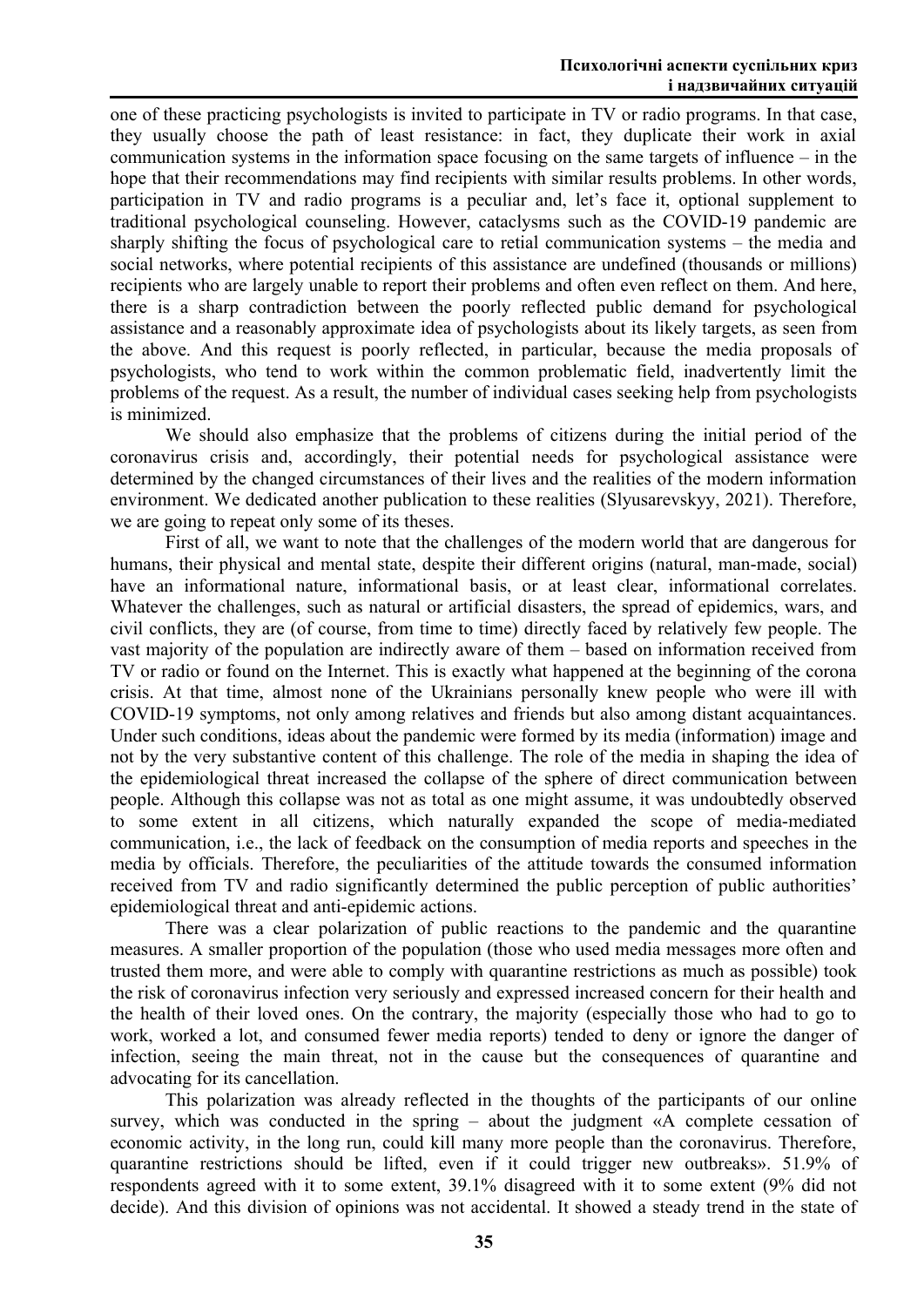one of these practicing psychologists is invited to participate in TV or radio programs. In that case, they usually choose the path of least resistance: in fact, they duplicate their work in axial communication systems in the information space focusing on the same targets of influence – in the hope that their recommendations may find recipients with similar results problems. In other words, participation in TV and radio programs is a peculiar and, let's face it, optional supplement to traditional psychological counseling. However, cataclysms such as the COVID-19 pandemic are sharply shifting the focus of psychological care to retial communication systems – the media and social networks, where potential recipients of this assistance are undefined (thousands or millions) recipients who are largely unable to report their problems and often even reflect on them. And here, there is a sharp contradiction between the poorly reflected public demand for psychological assistance and a reasonably approximate idea of psychologists about its likely targets, as seen from the above. And this request is poorly reflected, in particular, because the media proposals of psychologists, who tend to work within the common problematic field, inadvertently limit the problems of the request. As a result, the number of individual cases seeking help from psychologists is minimized.

We should also emphasize that the problems of citizens during the initial period of the coronavirus crisis and, accordingly, their potential needs for psychological assistance were determined by the changed circumstances of their lives and the realities of the modern information environment. We dedicated another publication to these realities (Slyusarevskyy, 2021). Therefore, we are going to repeat only some of its theses.

First of all, we want to note that the challenges of the modern world that are dangerous for humans, their physical and mental state, despite their different origins (natural, man-made, social) have an informational nature, informational basis, or at least clear, informational correlates. Whatever the challenges, such as natural or artificial disasters, the spread of epidemics, wars, and civil conflicts, they are (of course, from time to time) directly faced by relatively few people. The vast majority of the population are indirectly aware of them – based on information received from TV or radio or found on the Internet. This is exactly what happened at the beginning of the corona crisis. At that time, almost none of the Ukrainians personally knew people who were ill with COVID-19 symptoms, not only among relatives and friends but also among distant acquaintances. Under such conditions, ideas about the pandemic were formed by its media (information) image and not by the very substantive content of this challenge. The role of the media in shaping the idea of the epidemiological threat increased the collapse of the sphere of direct communication between people. Although this collapse was not as total as one might assume, it was undoubtedly observed to some extent in all citizens, which naturally expanded the scope of media-mediated communication, i.e., the lack of feedback on the consumption of media reports and speeches in the media by officials. Therefore, the peculiarities of the attitude towards the consumed information received from TV and radio significantly determined the public perception of public authorities' epidemiological threat and anti-epidemic actions.

There was a clear polarization of public reactions to the pandemic and the quarantine measures. A smaller proportion of the population (those who used media messages more often and trusted them more, and were able to comply with quarantine restrictions as much as possible) took the risk of coronavirus infection very seriously and expressed increased concern for their health and the health of their loved ones. On the contrary, the majority (especially those who had to go to work, worked a lot, and consumed fewer media reports) tended to deny or ignore the danger of infection, seeing the main threat, not in the cause but the consequences of quarantine and advocating for its cancellation.

This polarization was already reflected in the thoughts of the participants of our online survey, which was conducted in the spring – about the judgment «A complete cessation of economic activity, in the long run, could kill many more people than the coronavirus. Therefore, quarantine restrictions should be lifted, even if it could trigger new outbreaks». 51.9% of respondents agreed with it to some extent, 39.1% disagreed with it to some extent (9% did not decide). And this division of opinions was not accidental. It showed a steady trend in the state of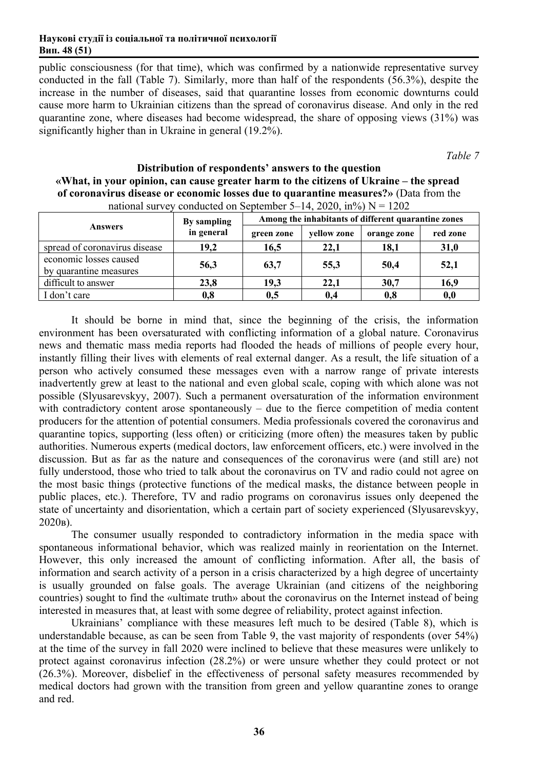public consciousness (for that time), which was confirmed by a nationwide representative survey conducted in the fall (Table 7). Similarly, more than half of the respondents (56.3%), despite the increase in the number of diseases, said that quarantine losses from economic downturns could cause more harm to Ukrainian citizens than the spread of coronavirus disease. And only in the red quarantine zone, where diseases had become widespread, the share of opposing views (31%) was significantly higher than in Ukraine in general (19.2%).

*Table 7*

**Distribution of respondents' answers to the question «What, in your opinion, can cause greater harm to the citizens of Ukraine – the spread of coronavirus disease or economic losses due to quarantine measures?»** (Data from the national survey conducted on September 5–14, 2020, in%) N = 1202

| Answers | By sampling in general | Among the inhabitants of different quarantine zones | | | |
|---|---|---|---|---|---|
| | | green zone | yellow zone | orange zone | red zone |
| spread of coronavirus disease | **19,2** | **16,5** | **22,1** | **18,1** | **31,0** |
| economic losses caused by quarantine measures | **56,3** | **63,7** | **55,3** | **50,4** | **52,1** |
| difficult to answer | **23,8** | **19,3** | **22,1** | **30,7** | **16,9** |
| I don't care | **0,8** | **0,5** | **0,4** | **0,8** | **0,0** |

It should be borne in mind that, since the beginning of the crisis, the information environment has been oversaturated with conflicting information of a global nature. Coronavirus news and thematic mass media reports had flooded the heads of millions of people every hour, instantly filling their lives with elements of real external danger. As a result, the life situation of a person who actively consumed these messages even with a narrow range of private interests inadvertently grew at least to the national and even global scale, coping with which alone was not possible (Slyusarevskyy, 2007). Such a permanent oversaturation of the information environment with contradictory content arose spontaneously – due to the fierce competition of media content producers for the attention of potential consumers. Media professionals covered the coronavirus and quarantine topics, supporting (less often) or criticizing (more often) the measures taken by public authorities. Numerous experts (medical doctors, law enforcement officers, etc.) were involved in the discussion. But as far as the nature and consequences of the coronavirus were (and still are) not fully understood, those who tried to talk about the coronavirus on TV and radio could not agree on the most basic things (protective functions of the medical masks, the distance between people in public places, etc.). Therefore, TV and radio programs on coronavirus issues only deepened the state of uncertainty and disorientation, which a certain part of society experienced (Slyusarevskyy, 2020в).

The consumer usually responded to contradictory information in the media space with spontaneous informational behavior, which was realized mainly in reorientation on the Internet. However, this only increased the amount of conflicting information. After all, the basis of information and search activity of a person in a crisis characterized by a high degree of uncertainty is usually grounded on false goals. The average Ukrainian (and citizens of the neighboring countries) sought to find the «ultimate truth» about the coronavirus on the Internet instead of being interested in measures that, at least with some degree of reliability, protect against infection.

Ukrainians' compliance with these measures left much to be desired (Table 8), which is understandable because, as can be seen from Table 9, the vast majority of respondents (over 54%) at the time of the survey in fall 2020 were inclined to believe that these measures were unlikely to protect against coronavirus infection (28.2%) or were unsure whether they could protect or not (26.3%). Moreover, disbelief in the effectiveness of personal safety measures recommended by medical doctors had grown with the transition from green and yellow quarantine zones to orange and red.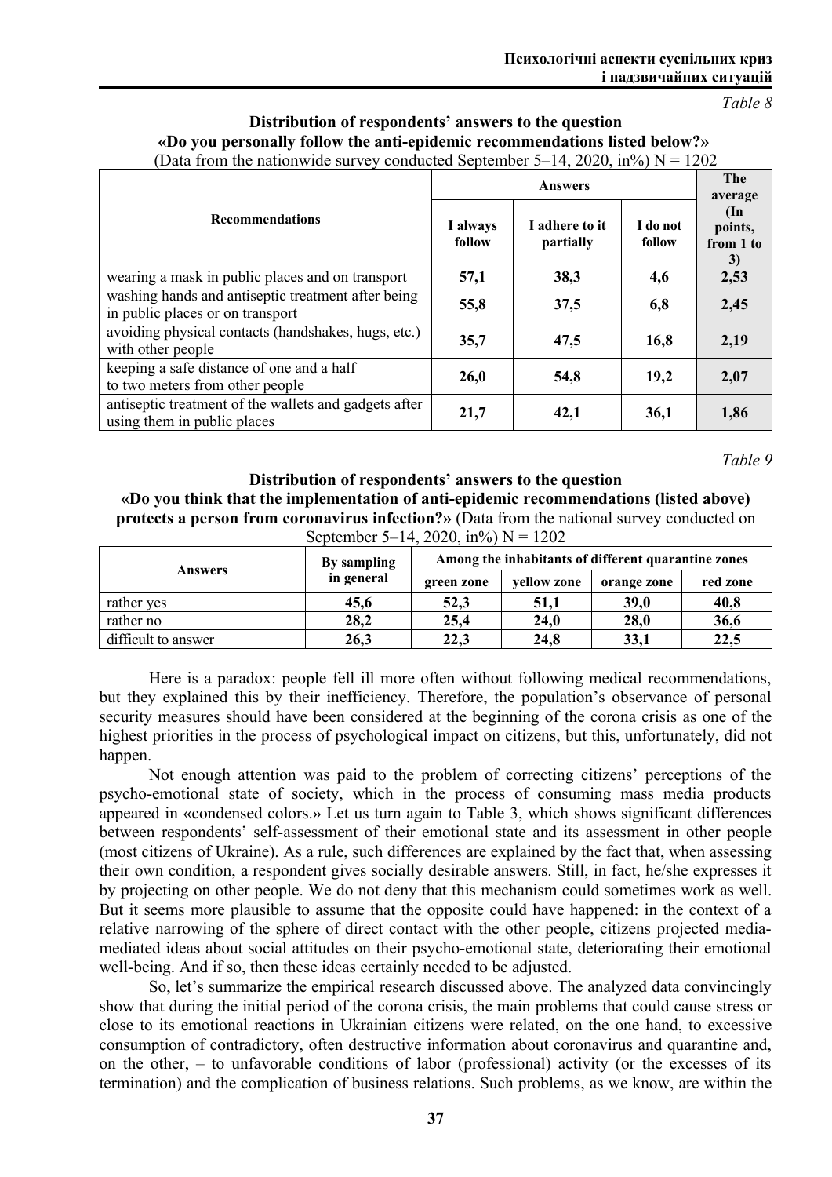*Table 8*

**Distribution of respondents' answers to the question «Do you personally follow the anti-epidemic recommendations listed below?»**
(Data from the nationwide survey conducted September 5–14, 2020, in%) N = 1202

| Recommendations | Answers | | | The average (In points, from 1 to 3) |
|---|---|---|---|---|
| | I always follow | I adhere to it partially | I do not follow | |
| wearing a mask in public places and on transport | **57,1** | **38,3** | **4,6** | **2,53** |
| washing hands and antiseptic treatment after being in public places or on transport | **55,8** | **37,5** | **6,8** | **2,45** |
| avoiding physical contacts (handshakes, hugs, etc.) with other people | **35,7** | **47,5** | **16,8** | **2,19** |
| keeping a safe distance of one and a half to two meters from other people | **26,0** | **54,8** | **19,2** | **2,07** |
| antiseptic treatment of the wallets and gadgets after using them in public places | **21,7** | **42,1** | **36,1** | **1,86** |

*Table 9*

**Distribution of respondents' answers to the question «Do you think that the implementation of anti-epidemic recommendations (listed above) protects a person from coronavirus infection?»** (Data from the national survey conducted on September 5–14, 2020, in%) N = 1202

| Answers | By sampling in general | Among the inhabitants of different quarantine zones | | | |
|---|---|---|---|---|---|
| | | green zone | yellow zone | orange zone | red zone |
| rather yes | **45,6** | **52,3** | **51,1** | **39,0** | **40,8** |
| rather no | **28,2** | **25,4** | **24,0** | **28,0** | **36,6** |
| difficult to answer | **26,3** | **22,3** | **24,8** | **33,1** | **22,5** |

Here is a paradox: people fell ill more often without following medical recommendations, but they explained this by their inefficiency. Therefore, the population's observance of personal security measures should have been considered at the beginning of the corona crisis as one of the highest priorities in the process of psychological impact on citizens, but this, unfortunately, did not happen.

Not enough attention was paid to the problem of correcting citizens' perceptions of the psycho-emotional state of society, which in the process of consuming mass media products appeared in «condensed colors.» Let us turn again to Table 3, which shows significant differences between respondents' self-assessment of their emotional state and its assessment in other people (most citizens of Ukraine). As a rule, such differences are explained by the fact that, when assessing their own condition, a respondent gives socially desirable answers. Still, in fact, he/she expresses it by projecting on other people. We do not deny that this mechanism could sometimes work as well. But it seems more plausible to assume that the opposite could have happened: in the context of a relative narrowing of the sphere of direct contact with the other people, citizens projected media-mediated ideas about social attitudes on their psycho-emotional state, deteriorating their emotional well-being. And if so, then these ideas certainly needed to be adjusted.

So, let's summarize the empirical research discussed above. The analyzed data convincingly show that during the initial period of the corona crisis, the main problems that could cause stress or close to its emotional reactions in Ukrainian citizens were related, on the one hand, to excessive consumption of contradictory, often destructive information about coronavirus and quarantine and, on the other, – to unfavorable conditions of labor (professional) activity (or the excesses of its termination) and the complication of business relations. Such problems, as we know, are within the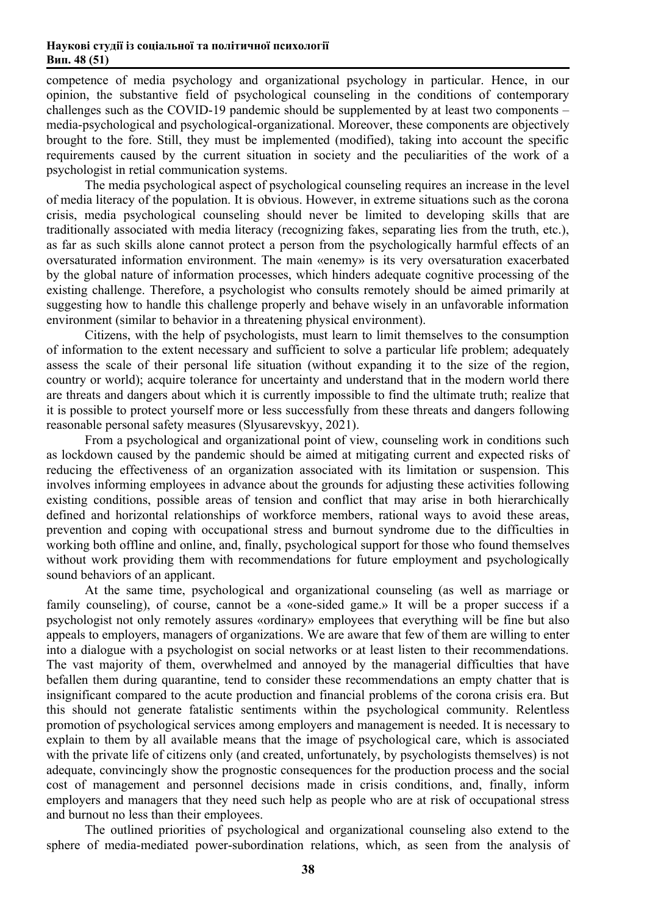competence of media psychology and organizational psychology in particular. Hence, in our opinion, the substantive field of psychological counseling in the conditions of contemporary challenges such as the COVID-19 pandemic should be supplemented by at least two components – media-psychological and psychological-organizational. Moreover, these components are objectively brought to the fore. Still, they must be implemented (modified), taking into account the specific requirements caused by the current situation in society and the peculiarities of the work of a psychologist in retial communication systems.

The media psychological aspect of psychological counseling requires an increase in the level of media literacy of the population. It is obvious. However, in extreme situations such as the corona crisis, media psychological counseling should never be limited to developing skills that are traditionally associated with media literacy (recognizing fakes, separating lies from the truth, etc.), as far as such skills alone cannot protect a person from the psychologically harmful effects of an oversaturated information environment. The main «enemy» is its very oversaturation exacerbated by the global nature of information processes, which hinders adequate cognitive processing of the existing challenge. Therefore, a psychologist who consults remotely should be aimed primarily at suggesting how to handle this challenge properly and behave wisely in an unfavorable information environment (similar to behavior in a threatening physical environment).

Citizens, with the help of psychologists, must learn to limit themselves to the consumption of information to the extent necessary and sufficient to solve a particular life problem; adequately assess the scale of their personal life situation (without expanding it to the size of the region, country or world); acquire tolerance for uncertainty and understand that in the modern world there are threats and dangers about which it is currently impossible to find the ultimate truth; realize that it is possible to protect yourself more or less successfully from these threats and dangers following reasonable personal safety measures (Slyusarevskyy, 2021).

From a psychological and organizational point of view, counseling work in conditions such as lockdown caused by the pandemic should be aimed at mitigating current and expected risks of reducing the effectiveness of an organization associated with its limitation or suspension. This involves informing employees in advance about the grounds for adjusting these activities following existing conditions, possible areas of tension and conflict that may arise in both hierarchically defined and horizontal relationships of workforce members, rational ways to avoid these areas, prevention and coping with occupational stress and burnout syndrome due to the difficulties in working both offline and online, and, finally, psychological support for those who found themselves without work providing them with recommendations for future employment and psychologically sound behaviors of an applicant.

At the same time, psychological and organizational counseling (as well as marriage or family counseling), of course, cannot be a «one-sided game.» It will be a proper success if a psychologist not only remotely assures «ordinary» employees that everything will be fine but also appeals to employers, managers of organizations. We are aware that few of them are willing to enter into a dialogue with a psychologist on social networks or at least listen to their recommendations. The vast majority of them, overwhelmed and annoyed by the managerial difficulties that have befallen them during quarantine, tend to consider these recommendations an empty chatter that is insignificant compared to the acute production and financial problems of the corona crisis era. But this should not generate fatalistic sentiments within the psychological community. Relentless promotion of psychological services among employers and management is needed. It is necessary to explain to them by all available means that the image of psychological care, which is associated with the private life of citizens only (and created, unfortunately, by psychologists themselves) is not adequate, convincingly show the prognostic consequences for the production process and the social cost of management and personnel decisions made in crisis conditions, and, finally, inform employers and managers that they need such help as people who are at risk of occupational stress and burnout no less than their employees.

The outlined priorities of psychological and organizational counseling also extend to the sphere of media-mediated power-subordination relations, which, as seen from the analysis of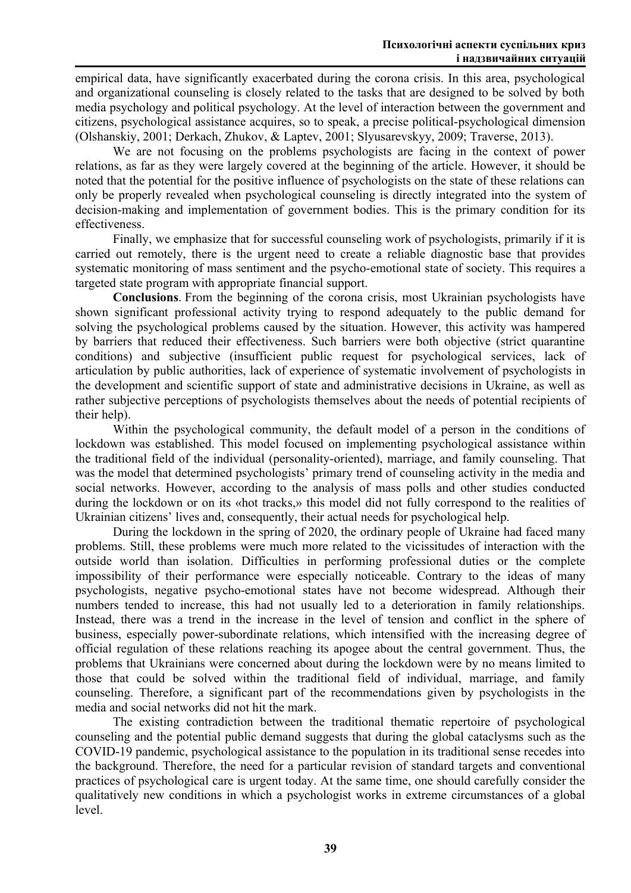empirical data, have significantly exacerbated during the corona crisis. In this area, psychological and organizational counseling is closely related to the tasks that are designed to be solved by both media psychology and political psychology. At the level of interaction between the government and citizens, psychological assistance acquires, so to speak, a precise political-psychological dimension (Olshanskiy, 2001; Derkach, Zhukov, & Laptev, 2001; Slyusarevskyy, 2009; Traverse, 2013).

We are not focusing on the problems psychologists are facing in the context of power relations, as far as they were largely covered at the beginning of the article. However, it should be noted that the potential for the positive influence of psychologists on the state of these relations can only be properly revealed when psychological counseling is directly integrated into the system of decision-making and implementation of government bodies. This is the primary condition for its effectiveness.

Finally, we emphasize that for successful counseling work of psychologists, primarily if it is carried out remotely, there is the urgent need to create a reliable diagnostic base that provides systematic monitoring of mass sentiment and the psycho-emotional state of society. This requires a targeted state program with appropriate financial support.

**Conclusions**. From the beginning of the corona crisis, most Ukrainian psychologists have shown significant professional activity trying to respond adequately to the public demand for solving the psychological problems caused by the situation. However, this activity was hampered by barriers that reduced their effectiveness. Such barriers were both objective (strict quarantine conditions) and subjective (insufficient public request for psychological services, lack of articulation by public authorities, lack of experience of systematic involvement of psychologists in the development and scientific support of state and administrative decisions in Ukraine, as well as rather subjective perceptions of psychologists themselves about the needs of potential recipients of their help).

Within the psychological community, the default model of a person in the conditions of lockdown was established. This model focused on implementing psychological assistance within the traditional field of the individual (personality-oriented), marriage, and family counseling. That was the model that determined psychologists' primary trend of counseling activity in the media and social networks. However, according to the analysis of mass polls and other studies conducted during the lockdown or on its «hot tracks,» this model did not fully correspond to the realities of Ukrainian citizens' lives and, consequently, their actual needs for psychological help.

During the lockdown in the spring of 2020, the ordinary people of Ukraine had faced many problems. Still, these problems were much more related to the vicissitudes of interaction with the outside world than isolation. Difficulties in performing professional duties or the complete impossibility of their performance were especially noticeable. Contrary to the ideas of many psychologists, negative psycho-emotional states have not become widespread. Although their numbers tended to increase, this had not usually led to a deterioration in family relationships. Instead, there was a trend in the increase in the level of tension and conflict in the sphere of business, especially power-subordinate relations, which intensified with the increasing degree of official regulation of these relations reaching its apogee about the central government. Thus, the problems that Ukrainians were concerned about during the lockdown were by no means limited to those that could be solved within the traditional field of individual, marriage, and family counseling. Therefore, a significant part of the recommendations given by psychologists in the media and social networks did not hit the mark.

The existing contradiction between the traditional thematic repertoire of psychological counseling and the potential public demand suggests that during the global cataclysms such as the COVID-19 pandemic, psychological assistance to the population in its traditional sense recedes into the background. Therefore, the need for a particular revision of standard targets and conventional practices of psychological care is urgent today. At the same time, one should carefully consider the qualitatively new conditions in which a psychologist works in extreme circumstances of a global level.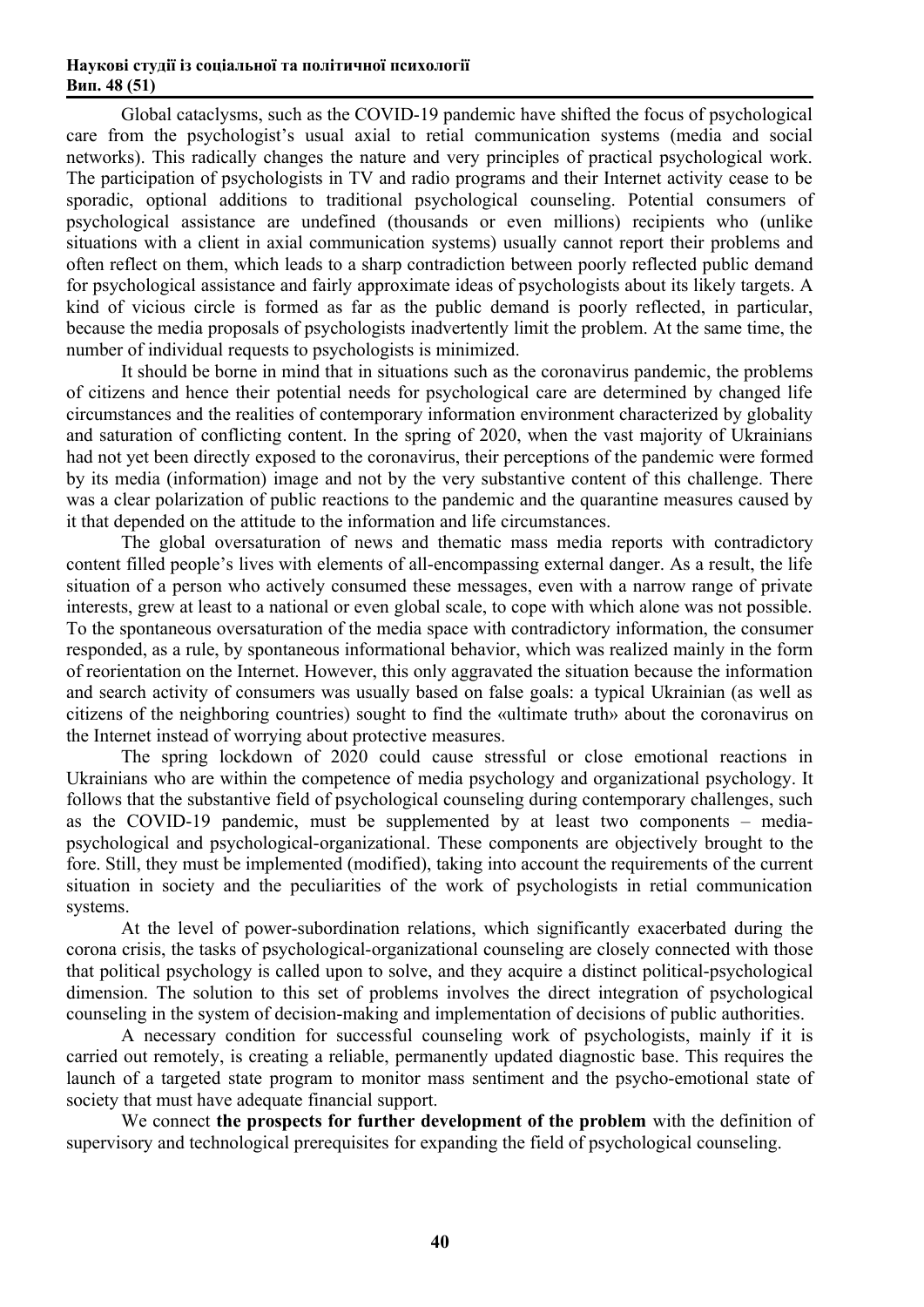Global cataclysms, such as the COVID-19 pandemic have shifted the focus of psychological care from the psychologist's usual axial to retial communication systems (media and social networks). This radically changes the nature and very principles of practical psychological work. The participation of psychologists in TV and radio programs and their Internet activity cease to be sporadic, optional additions to traditional psychological counseling. Potential consumers of psychological assistance are undefined (thousands or even millions) recipients who (unlike situations with a client in axial communication systems) usually cannot report their problems and often reflect on them, which leads to a sharp contradiction between poorly reflected public demand for psychological assistance and fairly approximate ideas of psychologists about its likely targets. A kind of vicious circle is formed as far as the public demand is poorly reflected, in particular, because the media proposals of psychologists inadvertently limit the problem. At the same time, the number of individual requests to psychologists is minimized.

It should be borne in mind that in situations such as the coronavirus pandemic, the problems of citizens and hence their potential needs for psychological care are determined by changed life circumstances and the realities of contemporary information environment characterized by globality and saturation of conflicting content. In the spring of 2020, when the vast majority of Ukrainians had not yet been directly exposed to the coronavirus, their perceptions of the pandemic were formed by its media (information) image and not by the very substantive content of this challenge. There was a clear polarization of public reactions to the pandemic and the quarantine measures caused by it that depended on the attitude to the information and life circumstances.

The global oversaturation of news and thematic mass media reports with contradictory content filled people's lives with elements of all-encompassing external danger. As a result, the life situation of a person who actively consumed these messages, even with a narrow range of private interests, grew at least to a national or even global scale, to cope with which alone was not possible. To the spontaneous oversaturation of the media space with contradictory information, the consumer responded, as a rule, by spontaneous informational behavior, which was realized mainly in the form of reorientation on the Internet. However, this only aggravated the situation because the information and search activity of consumers was usually based on false goals: a typical Ukrainian (as well as citizens of the neighboring countries) sought to find the «ultimate truth» about the coronavirus on the Internet instead of worrying about protective measures.

The spring lockdown of 2020 could cause stressful or close emotional reactions in Ukrainians who are within the competence of media psychology and organizational psychology. It follows that the substantive field of psychological counseling during contemporary challenges, such as the COVID-19 pandemic, must be supplemented by at least two components – media-psychological and psychological-organizational. These components are objectively brought to the fore. Still, they must be implemented (modified), taking into account the requirements of the current situation in society and the peculiarities of the work of psychologists in retial communication systems.

At the level of power-subordination relations, which significantly exacerbated during the corona crisis, the tasks of psychological-organizational counseling are closely connected with those that political psychology is called upon to solve, and they acquire a distinct political-psychological dimension. The solution to this set of problems involves the direct integration of psychological counseling in the system of decision-making and implementation of decisions of public authorities.

A necessary condition for successful counseling work of psychologists, mainly if it is carried out remotely, is creating a reliable, permanently updated diagnostic base. This requires the launch of a targeted state program to monitor mass sentiment and the psycho-emotional state of society that must have adequate financial support.

We connect **the prospects for further development of the problem** with the definition of supervisory and technological prerequisites for expanding the field of psychological counseling.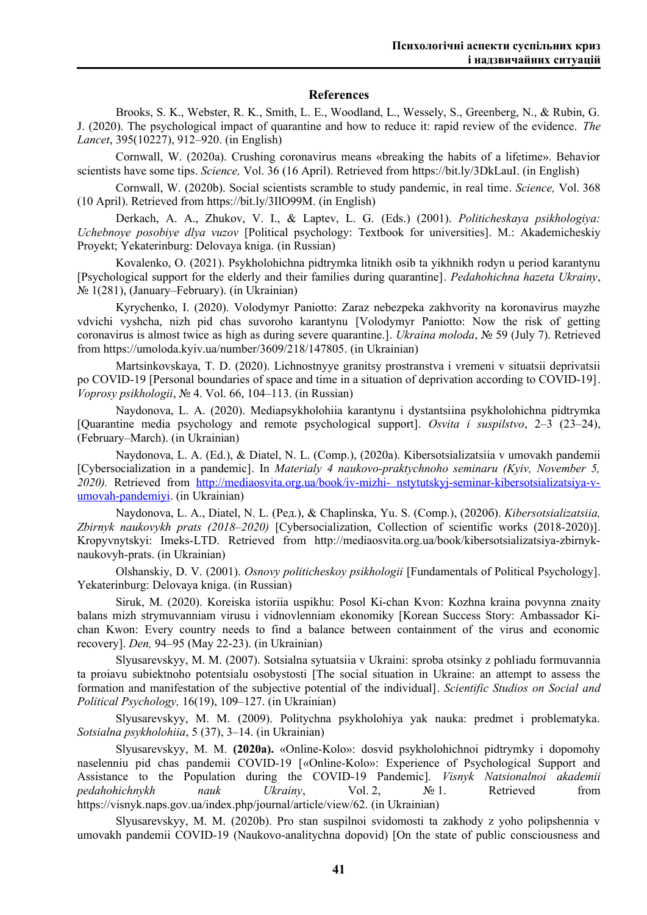## References

Brooks, S. K., Webster, R. K., Smith, L. E., Woodland, L., Wessely, S., Greenberg, N., & Rubin, G. J. (2020). The psychological impact of quarantine and how to reduce it: rapid review of the evidence. *The Lancet*, 395(10227), 912–920. (in English)

Cornwall, W. (2020a). Crushing coronavirus means «breaking the habits of a lifetime». Behavior scientists have some tips. *Science,* Vol. 36 (16 April). Retrieved from https://bit.ly/3DkLauI. (in English)

Cornwall, W. (2020b). Social scientists scramble to study pandemic, in real time. *Science,* Vol. 368 (10 April). Retrieved from https://bit.ly/3IlO99M. (in English)

Derkach, A. A., Zhukov, V. I., & Laptev, L. G. (Eds.) (2001). *Politicheskaya psikhologiya: Uchebnoye posobiye dlya vuzov* [Political psychology: Textbook for universities]. M.: Akademicheskiy Proyekt; Yekaterinburg: Delovaya kniga. (in Russian)

Kovalenko, O. (2021). Psykholohichna pidtrymka litnikh osib ta yikhnikh rodyn u period karantynu [Psychological support for the elderly and their families during quarantine]. *Pedahohichna hazeta Ukrainy*, № 1(281), (January–February). (in Ukrainian)

Kyrychenko, I. (2020). Volodymyr Paniotto: Zaraz nebezpeka zakhvority na koronavirus mayzhe vdvichi vyshcha, nizh pid chas suvoroho karantynu [Volodymyr Paniotto: Now the risk of getting coronavirus is almost twice as high as during severe quarantine.]. *Ukraina moloda*, № 59 (July 7). Retrieved from https://umoloda.kyiv.ua/number/3609/218/147805. (in Ukrainian)

Martsinkovskaya, T. D. (2020). Lichnostnyye granitsy prostranstva i vremeni v situatsii deprivatsii po COVID-19 [Personal boundaries of space and time in a situation of deprivation according to COVID-19]. *Voprosy psikhologii*, № 4. Vol. 66, 104–113. (in Russian)

Naydonova, L. A. (2020). Mediapsykholohiia karantynu i dystantsiina psykholohichna pidtrymka [Quarantine media psychology and remote psychological support]. *Osvita i suspilstvo*, 2–3 (23–24), (February–March). (in Ukrainian)

Naydonova, L. A. (Ed.), & Diatel, N. L. (Comp.), (2020a). Kibersotsializatsiia v umovakh pandemii [Cybersocialization in a pandemic]. In *Materialy 4 naukovo-praktychnoho seminaru (Kyiv, November 5, 2020).* Retrieved from http://mediaosvita.org.ua/book/iv-mizhi- nstytutskyj-seminar-kibersotsializatsiya-v-umovah-pandemiyi. (in Ukrainian)

Naydonova, L. A., Diatel, N. L. (Ред.), & Chaplinska, Yu. S. (Comp.), (2020б). *Kibersotsializatsiia, Zbirnyk naukovykh prats (2018–2020)* [Cybersocialization, Collection of scientific works (2018-2020)]. Kropyvnytskyi: Imeks-LTD. Retrieved from http://mediaosvita.org.ua/book/kibersotsializatsiya-zbirnyk-naukovyh-prats. (in Ukrainian)

Olshanskiy, D. V. (2001). *Osnovy politicheskoy psikhologii* [Fundamentals of Political Psychology]. Yekaterinburg: Delovaya kniga. (in Russian)

Siruk, M. (2020). Koreiska istoriia uspikhu: Posol Ki-chan Kvon: Kozhna kraina povynna znaity balans mizh strymuvanniam virusu i vidnovlenniam ekonomiky [Korean Success Story: Ambassador Ki-chan Kwon: Every country needs to find a balance between containment of the virus and economic recovery]. *Den,* 94–95 (May 22-23). (in Ukrainian)

Slyusarevskyy, M. M. (2007). Sotsialna sytuatsiia v Ukraini: sproba otsinky z pohliadu formuvannia ta proiavu subiektnoho potentsialu osobystosti [The social situation in Ukraine: an attempt to assess the formation and manifestation of the subjective potential of the individual]. *Scientific Studios on Social and Political Psychology,* 16(19), 109–127. (in Ukrainian)

Slyusarevskyy, M. M. (2009). Politychna psykholohiya yak nauka: predmet i problematyka. *Sotsialna psykholohiia*, 5 (37), 3–14. (in Ukrainian)

Slyusarevskyy, M. M. **(2020a).** «Online-Kolo»: dosvid psykholohichnoi pidtrymky i dopomohy naselenniu pid chas pandemii COVID-19 [«Online-Kolo»: Experience of Psychological Support and Assistance to the Population during the COVID-19 Pandemic]. *Visnyk Natsionalnoi akademii pedahohichnykh nauk Ukrainy*, Vol. 2, № 1. Retrieved from https://visnyk.naps.gov.ua/index.php/journal/article/view/62. (in Ukrainian)

Slyusarevskyy, M. M. (2020b). Pro stan suspilnoi svidomosti ta zakhody z yoho polipshennia v umovakh pandemii COVID-19 (Naukovo-analitychna dopovid) [On the state of public consciousness and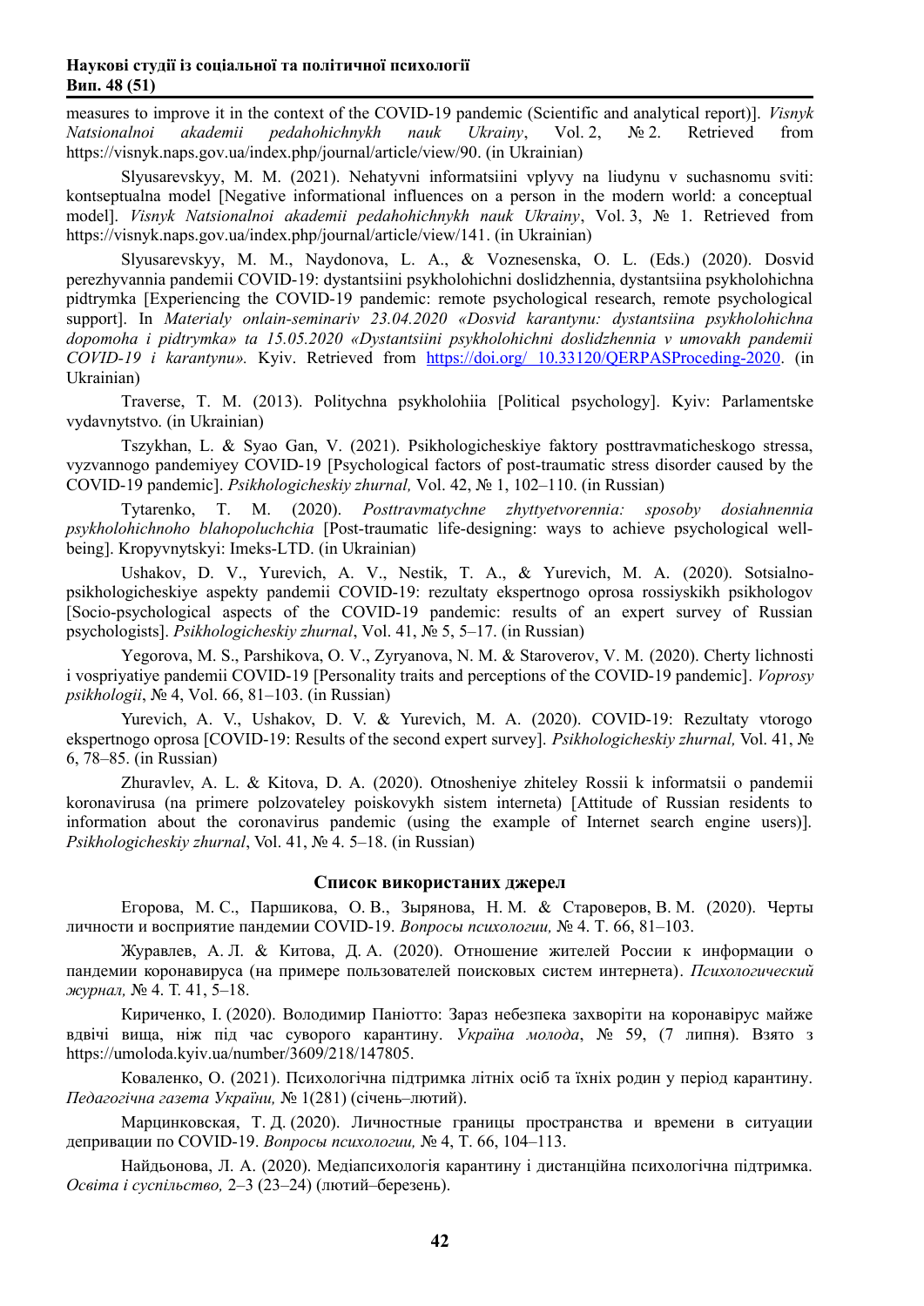measures to improve it in the context of the COVID-19 pandemic (Scientific and analytical report)]. *Visnyk Natsionalnoi akademii pedahohichnykh nauk Ukrainy*, Vol. 2, № 2. Retrieved from https://visnyk.naps.gov.ua/index.php/journal/article/view/90. (in Ukrainian)

Slyusarevskyy, M. M. (2021). Nehatyvni informatsiini vplyvy na liudynu v suchasnomu sviti: kontseptualna model [Negative informational influences on a person in the modern world: a conceptual model]. *Visnyk Natsionalnoi akademii pedahohichnykh nauk Ukrainy*, Vol. 3, № 1. Retrieved from https://visnyk.naps.gov.ua/index.php/journal/article/view/141. (in Ukrainian)

Slyusarevskyy, M. M., Naydonova, L. A., & Voznesenska, O. L. (Eds.) (2020). Dosvid perezhyvannia pandemii COVID-19: dystantsiini psykholohichni doslidzhennia, dystantsiina psykholohichna pidtrymka [Experiencing the COVID-19 pandemic: remote psychological research, remote psychological support]. In *Materialy onlain-seminariv 23.04.2020 «Dosvid karantynu: dystantsiina psykholohichna dopomoha i pidtrymka» ta 15.05.2020 «Dystantsiini psykholohichni doslidzhennia v umovakh pandemii COVID-19 i karantynu».* Kyiv. Retrieved from https://doi.org/ 10.33120/QERPASProceding-2020. (in Ukrainian)

Traverse, T. M. (2013). Politychna psykholohiia [Political psychology]. Kyiv: Parlamentske vydavnytstvo. (in Ukrainian)

Tszykhan, L. & Syao Gan, V. (2021). Psikhologicheskiye faktory posttravmaticheskogo stressa, vyzvannogo pandemiyey COVID-19 [Psychological factors of post-traumatic stress disorder caused by the COVID-19 pandemic]. *Psikhologicheskiy zhurnal,* Vol. 42, № 1, 102–110. (in Russian)

Tytarenko, T. M. (2020). *Posttravmatychne zhyttyetvorennia: sposoby dosiahnennia psykholohichnoho blahopoluchchia* [Post-traumatic life-designing: ways to achieve psychological well-being]. Kropyvnytskyi: Imeks-LTD. (in Ukrainian)

Ushakov, D. V., Yurevich, A. V., Nestik, T. A., & Yurevich, M. A. (2020). Sotsialno-psikhologicheskiye aspekty pandemii COVID-19: rezultaty ekspertnogo oprosa rossiyskikh psikhologov [Socio-psychological aspects of the COVID-19 pandemic: results of an expert survey of Russian psychologists]. *Psikhologicheskiy zhurnal*, Vol. 41, № 5, 5–17. (in Russian)

Yegorova, M. S., Parshikova, O. V., Zyryanova, N. M. & Staroverov, V. M. (2020). Cherty lichnosti i vospriyatiye pandemii COVID-19 [Personality traits and perceptions of the COVID-19 pandemic]. *Voprosy psikhologii*, № 4, Vol. 66, 81–103. (in Russian)

Yurevich, A. V., Ushakov, D. V. & Yurevich, M. A. (2020). COVID-19: Rezultaty vtorogo ekspertnogo oprosa [COVID-19: Results of the second expert survey]. *Psikhologicheskiy zhurnal,* Vol. 41, № 6, 78–85. (in Russian)

Zhuravlev, A. L. & Kitova, D. A. (2020). Otnosheniye zhiteley Rossii k informatsii o pandemii koronavirusa (na primere polzovateley poiskovykh sistem interneta) [Attitude of Russian residents to information about the coronavirus pandemic (using the example of Internet search engine users)]. *Psikhologicheskiy zhurnal*, Vol. 41, № 4. 5–18. (in Russian)

### Список використаних джерел

Егорова, М. С., Паршикова, О. В., Зырянова, Н. М. & Староверов, В. М. (2020). Черты личности и восприятие пандемии COVID-19. *Вопросы психологии,* № 4. Т. 66, 81–103.

Журавлев, А. Л. & Китова, Д. А. (2020). Отношение жителей России к информации о пандемии коронавируса (на примере пользователей поисковых систем интернета). *Психологический журнал,* № 4. Т. 41, 5–18.

Кириченко, І. (2020). Володимир Паніотто: Зараз небезпека захворіти на коронавірус майже вдвічі вища, ніж під час суворого карантину. *Україна молода*, № 59, (7 липня). Взято з https://umoloda.kyiv.ua/number/3609/218/147805.

Коваленко, О. (2021). Психологічна підтримка літніх осіб та їхніх родин у період карантину. *Педагогічна газета України,* № 1(281) (січень–лютий).

Марцинковская, Т. Д. (2020). Личностные границы пространства и времени в ситуации депривации по COVID-19. *Вопросы психологии,* № 4, Т. 66, 104–113.

Найдьонова, Л. А. (2020). Медіапсихологія карантину і дистанційна психологічна підтримка. *Освіта і суспільство,* 2–3 (23–24) (лютий–березень).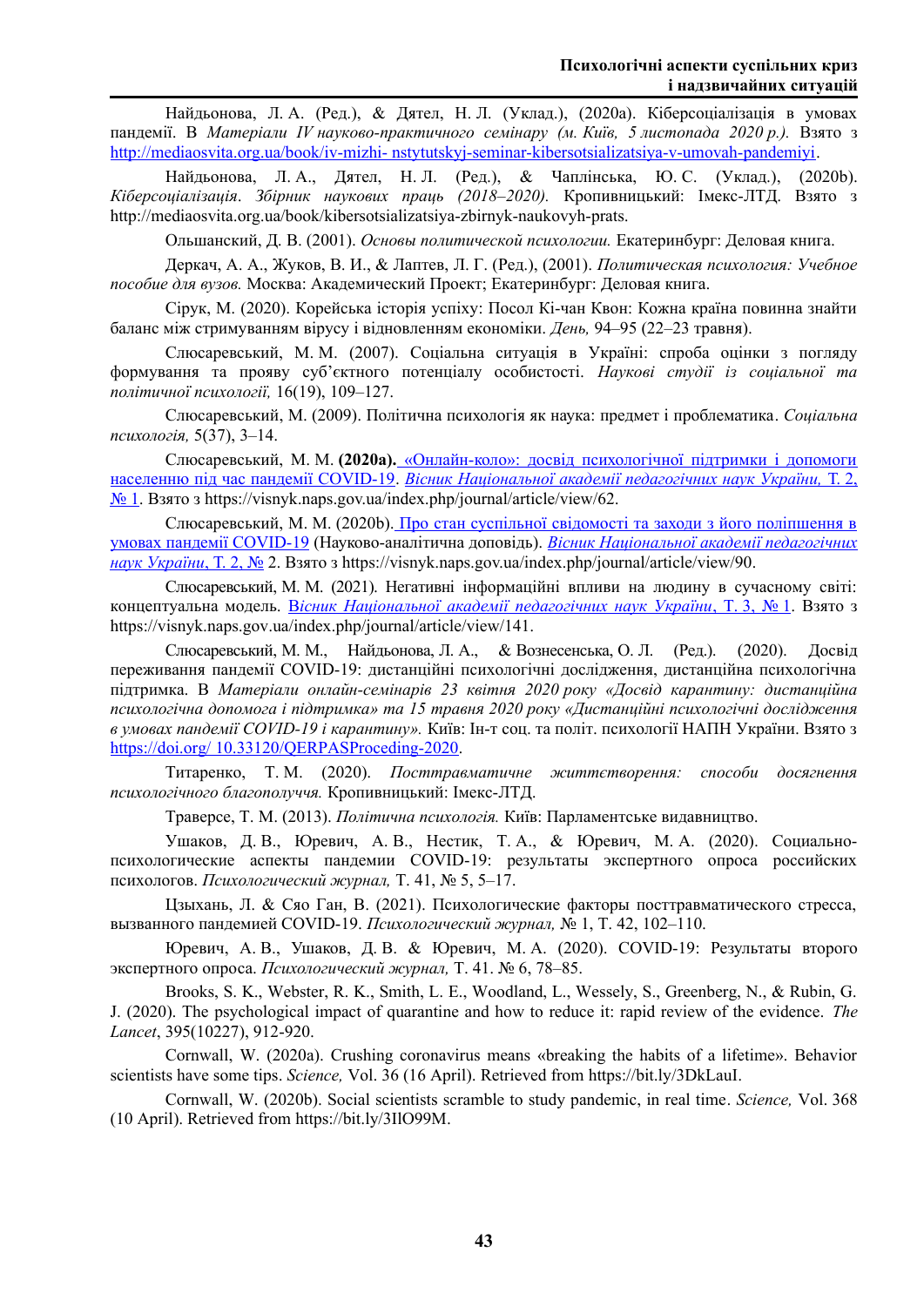Найдьонова, Л. А. (Ред.), & Дятел, Н. Л. (Уклад.), (2020a). Кіберсоціалізація в умовах пандемії. В *Матеріали IV науково-практичного семінару (м. Київ, 5 листопада 2020 р.).* Взято з http://mediaosvita.org.ua/book/iv-mizhi- nstytutskyj-seminar-kibersotsializatsiya-v-umovah-pandemiyi.

Найдьонова, Л. А., Дятел, Н. Л. (Ред.), & Чаплінська, Ю. С. (Уклад.), (2020b). *Кіберсоціалізація. Збірник наукових праць (2018–2020).* Кропивницький: Імекс-ЛТД. Взято з http://mediaosvita.org.ua/book/kibersotsializatsiya-zbirnyk-naukovyh-prats.

Ольшанский, Д. В. (2001). *Основы политической психологии.* Екатеринбург: Деловая книга.

Деркач, А. А., Жуков, В. И., & Лаптев, Л. Г. (Ред.), (2001). *Политическая психология: Учебное пособие для вузов.* Москва: Академический Проект; Екатеринбург: Деловая книга.

Сірук, М. (2020). Корейська історія успіху: Посол Кі-чан Квон: Кожна країна повинна знайти баланс між стримуванням вірусу і відновленням економіки. *День,* 94–95 (22–23 травня).

Слюсаревський, М. М. (2007). Соціальна ситуація в Україні: спроба оцінки з погляду формування та прояву суб'єктного потенціалу особистості. *Наукові студії із соціальної та політичної психології,* 16(19), 109–127.

Слюсаревський, М. (2009). Політична психологія як наука: предмет і проблематика. *Соціальна психологія,* 5(37), 3–14.

Слюсаревський, М. М. **(2020a).** «Онлайн-коло»: досвід психологічної підтримки і допомоги населенню під час пандемії COVID-19. *Вісник Національної академії педагогічних наук України,* Т. 2, № 1. Взято з https://visnyk.naps.gov.ua/index.php/journal/article/view/62.

Слюсаревський, М. М. (2020b). Про стан суспільної свідомості та заходи з його поліпшення в умовах пандемії COVID-19 (Науково-аналітична доповідь). *Вісник Національної академії педагогічних наук України*, Т. 2, № 2. Взято з https://visnyk.naps.gov.ua/index.php/journal/article/view/90.

Слюсаревський, М. М. (2021). Негативні інформаційні впливи на людину в сучасному світі: концептуальна модель. *Вісник Національної академії педагогічних наук України*, Т. 3, № 1. Взято з https://visnyk.naps.gov.ua/index.php/journal/article/view/141.

Слюсаревський, М. М., Найдьонова, Л. А., & Вознесенська, О. Л. (Ред.). (2020). Досвід переживання пандемії COVID-19: дистанційні психологічні дослідження, дистанційна психологічна підтримка. В *Матеріали онлайн-семінарів 23 квітня 2020 року «Досвід карантину: дистанційна психологічна допомога і підтримка» та 15 травня 2020 року «Дистанційні психологічні дослідження в умовах пандемії COVID-19 і карантину».* Київ: Ін-т соц. та політ. психології НАПН України. Взято з https://doi.org/ 10.33120/QERPASProceding-2020.

Титаренко, Т. М. (2020). *Посттравматичне життєтворення: способи досягнення психологічного благополуччя.* Кропивницький: Імекс-ЛТД.

Траверсе, Т. М. (2013). *Політична психологія.* Київ: Парламентське видавництво.

Ушаков, Д. В., Юревич, А. В., Нестик, Т. А., & Юревич, М. А. (2020). Социально-психологические аспекты пандемии COVID-19: результаты экспертного опроса российских психологов. *Психологический журнал,* Т. 41, № 5, 5–17.

Цзыхань, Л. & Сяо Ган, В. (2021). Психологические факторы посттравматического стресса, вызванного пандемией COVID-19. *Психологический журнал,* № 1, Т. 42, 102–110.

Юревич, А. В., Ушаков, Д. В. & Юревич, М. А. (2020). COVID-19: Результаты второго экспертного опроса. *Психологический журнал,* Т. 41. № 6, 78–85.

Brooks, S. K., Webster, R. K., Smith, L. E., Woodland, L., Wessely, S., Greenberg, N., & Rubin, G. J. (2020). The psychological impact of quarantine and how to reduce it: rapid review of the evidence. *The Lancet*, 395(10227), 912-920.

Cornwall, W. (2020a). Crushing coronavirus means «breaking the habits of a lifetime». Behavior scientists have some tips. *Science,* Vol. 36 (16 April). Retrieved from https://bit.ly/3DkLauI.

Cornwall, W. (2020b). Social scientists scramble to study pandemic, in real time. *Science,* Vol. 368 (10 April). Retrieved from https://bit.ly/3IlO99M.